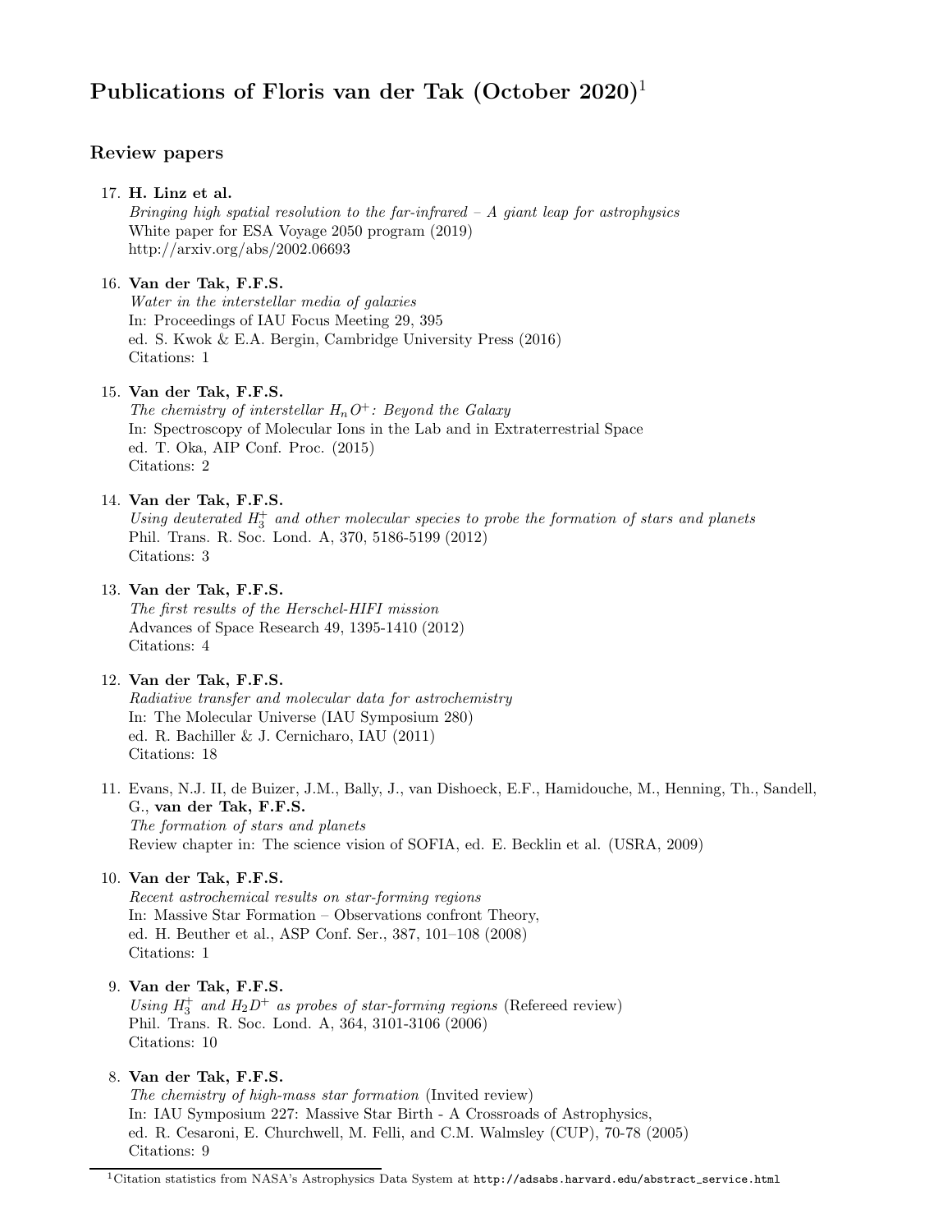# Publications of Floris van der Tak (October 2020)[1]

## Review papers

17. **H. Linz et al.**
 *Bringing high spatial resolution to the far-infrared – A giant leap for astrophysics*
 White paper for ESA Voyage 2050 program (2019)
 http://arxiv.org/abs/2002.06693

16. **Van der Tak, F.F.S.**
 *Water in the interstellar media of galaxies*
 In: Proceedings of IAU Focus Meeting 29, 395
 ed. S. Kwok & E.A. Bergin, Cambridge University Press (2016)
 Citations: 1

15. **Van der Tak, F.F.S.**
 *The chemistry of interstellar $H_nO^+$: Beyond the Galaxy*
 In: Spectroscopy of Molecular Ions in the Lab and in Extraterrestrial Space
 ed. T. Oka, AIP Conf. Proc. (2015)
 Citations: 2

14. **Van der Tak, F.F.S.**
 *Using deuterated $H_3^+$ and other molecular species to probe the formation of stars and planets*
 Phil. Trans. R. Soc. Lond. A, 370, 5186-5199 (2012)
 Citations: 3

13. **Van der Tak, F.F.S.**
 *The first results of the Herschel-HIFI mission*
 Advances of Space Research 49, 1395-1410 (2012)
 Citations: 4

12. **Van der Tak, F.F.S.**
 *Radiative transfer and molecular data for astrochemistry*
 In: The Molecular Universe (IAU Symposium 280)
 ed. R. Bachiller & J. Cernicharo, IAU (2011)
 Citations: 18

11. Evans, N.J. II, de Buizer, J.M., Bally, J., van Dishoeck, E.F., Hamidouche, M., Henning, Th., Sandell, G., **van der Tak, F.F.S.**
 *The formation of stars and planets*
 Review chapter in: The science vision of SOFIA, ed. E. Becklin et al. (USRA, 2009)

10. **Van der Tak, F.F.S.**
 *Recent astrochemical results on star-forming regions*
 In: Massive Star Formation – Observations confront Theory,
 ed. H. Beuther et al., ASP Conf. Ser., 387, 101–108 (2008)
 Citations: 1

9. **Van der Tak, F.F.S.**
 *Using $H_3^+$ and $H_2D^+$ as probes of star-forming regions* (Refereed review)
 Phil. Trans. R. Soc. Lond. A, 364, 3101-3106 (2006)
 Citations: 10

8. **Van der Tak, F.F.S.**
 *The chemistry of high-mass star formation* (Invited review)
 In: IAU Symposium 227: Massive Star Birth - A Crossroads of Astrophysics,
 ed. R. Cesaroni, E. Churchwell, M. Felli, and C.M. Walmsley (CUP), 70-78 (2005)
 Citations: 9

[1] Citation statistics from NASA's Astrophysics Data System at http://adsabs.harvard.edu/abstract_service.html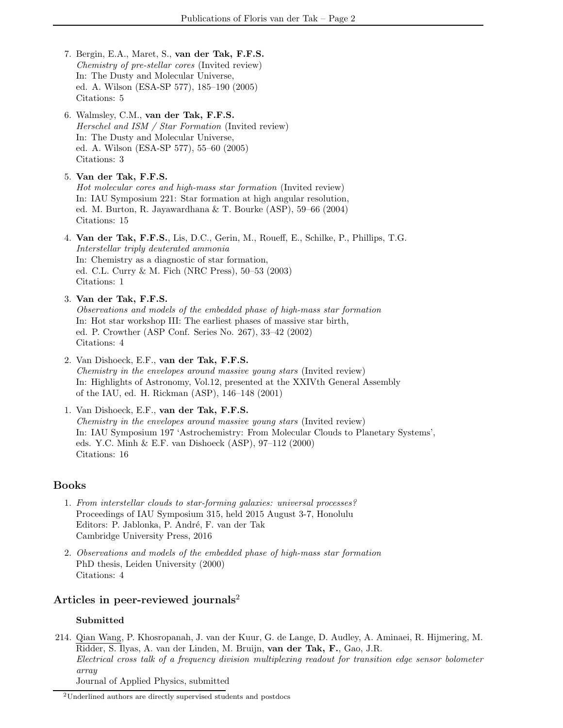7. Bergin, E.A., Maret, S., **van der Tak, F.F.S.**
   *Chemistry of pre-stellar cores* (Invited review)
   In: The Dusty and Molecular Universe,
   ed. A. Wilson (ESA-SP 577), 185–190 (2005)
   Citations: 5

6. Walmsley, C.M., **van der Tak, F.F.S.**
   *Herschel and ISM / Star Formation* (Invited review)
   In: The Dusty and Molecular Universe,
   ed. A. Wilson (ESA-SP 577), 55–60 (2005)
   Citations: 3

5. **Van der Tak, F.F.S.**
   *Hot molecular cores and high-mass star formation* (Invited review)
   In: IAU Symposium 221: Star formation at high angular resolution,
   ed. M. Burton, R. Jayawardhana & T. Bourke (ASP), 59–66 (2004)
   Citations: 15

4. **Van der Tak, F.F.S.**, Lis, D.C., Gerin, M., Roueff, E., Schilke, P., Phillips, T.G.
   *Interstellar triply deuterated ammonia*
   In: Chemistry as a diagnostic of star formation,
   ed. C.L. Curry & M. Fich (NRC Press), 50–53 (2003)
   Citations: 1

3. **Van der Tak, F.F.S.**
   *Observations and models of the embedded phase of high-mass star formation*
   In: Hot star workshop III: The earliest phases of massive star birth,
   ed. P. Crowther (ASP Conf. Series No. 267), 33–42 (2002)
   Citations: 4

2. Van Dishoeck, E.F., **van der Tak, F.F.S.**
   *Chemistry in the envelopes around massive young stars* (Invited review)
   In: Highlights of Astronomy, Vol.12, presented at the XXIVth General Assembly
   of the IAU, ed. H. Rickman (ASP), 146–148 (2001)

1. Van Dishoeck, E.F., **van der Tak, F.F.S.**
   *Chemistry in the envelopes around massive young stars* (Invited review)
   In: IAU Symposium 197 'Astrochemistry: From Molecular Clouds to Planetary Systems',
   eds. Y.C. Minh & E.F. van Dishoeck (ASP), 97–112 (2000)
   Citations: 16

## Books

1. *From interstellar clouds to star-forming galaxies: universal processes?*
   Proceedings of IAU Symposium 315, held 2015 August 3-7, Honolulu
   Editors: P. Jablonka, P. André, F. van der Tak
   Cambridge University Press, 2016

2. *Observations and models of the embedded phase of high-mass star formation*
   PhD thesis, Leiden University (2000)
   Citations: 4

## Articles in peer-reviewed journals[2]

### Submitted

214. Qian Wang, P. Khosropanah, J. van der Kuur, G. de Lange, D. Audley, A. Aminaei, R. Hijmering, M. Ridder, S. Ilyas, A. van der Linden, M. Bruijn, **van der Tak, F.**, Gao, J.R.
   *Electrical cross talk of a frequency division multiplexing readout for transition edge sensor bolometer array*
   Journal of Applied Physics, submitted

[2] Underlined authors are directly supervised students and postdocs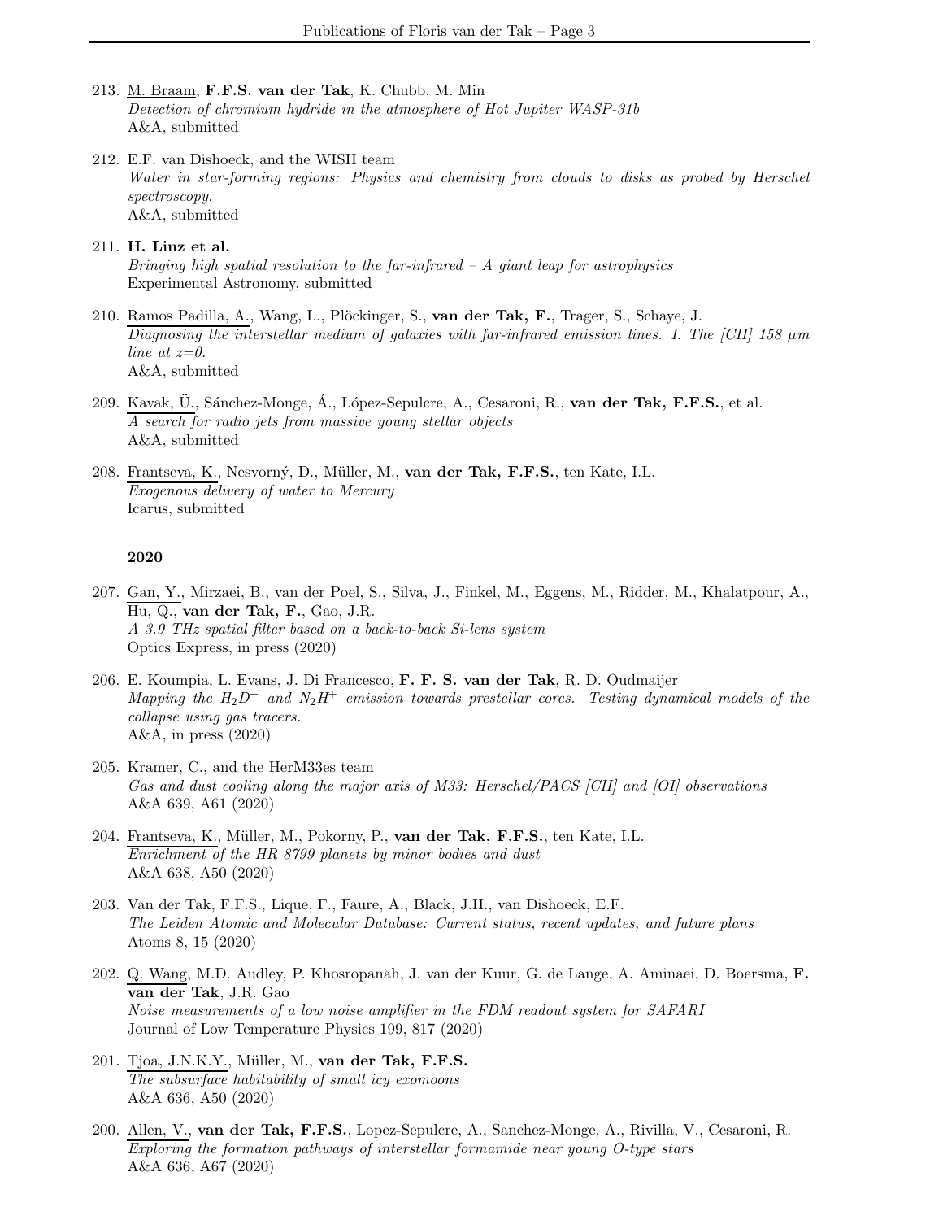213. M. Braam, **F.F.S. van der Tak**, K. Chubb, M. Min
*Detection of chromium hydride in the atmosphere of Hot Jupiter WASP-31b*
A&A, submitted

212. E.F. van Dishoeck, and the WISH team
*Water in star-forming regions: Physics and chemistry from clouds to disks as probed by Herschel spectroscopy.*
A&A, submitted

211. **H. Linz et al.**
*Bringing high spatial resolution to the far-infrared – A giant leap for astrophysics*
Experimental Astronomy, submitted

210. Ramos Padilla, A., Wang, L., Plöckinger, S., **van der Tak, F.**, Trager, S., Schaye, J.
*Diagnosing the interstellar medium of galaxies with far-infrared emission lines. I. The [CII] 158 μm line at z=0.*
A&A, submitted

209. Kavak, Ü., Sánchez-Monge, Á., López-Sepulcre, A., Cesaroni, R., **van der Tak, F.F.S.**, et al.
*A search for radio jets from massive young stellar objects*
A&A, submitted

208. Frantseva, K., Nesvorný, D., Müller, M., **van der Tak, F.F.S.**, ten Kate, I.L.
*Exogenous delivery of water to Mercury*
Icarus, submitted

**2020**

207. Gan, Y., Mirzaei, B., van der Poel, S., Silva, J., Finkel, M., Eggens, M., Ridder, M., Khalatpour, A., Hu, Q., **van der Tak, F.**, Gao, J.R.
*A 3.9 THz spatial filter based on a back-to-back Si-lens system*
Optics Express, in press (2020)

206. E. Koumpia, L. Evans, J. Di Francesco, **F. F. S. van der Tak**, R. D. Oudmaijer
*Mapping the $H_2D^+$ and $N_2H^+$ emission towards prestellar cores. Testing dynamical models of the collapse using gas tracers.*
A&A, in press (2020)

205. Kramer, C., and the HerM33es team
*Gas and dust cooling along the major axis of M33: Herschel/PACS [CII] and [OI] observations*
A&A 639, A61 (2020)

204. Frantseva, K., Müller, M., Pokorny, P., **van der Tak, F.F.S.**, ten Kate, I.L.
*Enrichment of the HR 8799 planets by minor bodies and dust*
A&A 638, A50 (2020)

203. Van der Tak, F.F.S., Lique, F., Faure, A., Black, J.H., van Dishoeck, E.F.
*The Leiden Atomic and Molecular Database: Current status, recent updates, and future plans*
Atoms 8, 15 (2020)

202. Q. Wang, M.D. Audley, P. Khosropanah, J. van der Kuur, G. de Lange, A. Aminaei, D. Boersma, **F. van der Tak**, J.R. Gao
*Noise measurements of a low noise amplifier in the FDM readout system for SAFARI*
Journal of Low Temperature Physics 199, 817 (2020)

201. Tjoa, J.N.K.Y., Müller, M., **van der Tak, F.F.S.**
*The subsurface habitability of small icy exomoons*
A&A 636, A50 (2020)

200. Allen, V., **van der Tak, F.F.S.**, Lopez-Sepulcre, A., Sanchez-Monge, A., Rivilla, V., Cesaroni, R.
*Exploring the formation pathways of interstellar formamide near young O-type stars*
A&A 636, A67 (2020)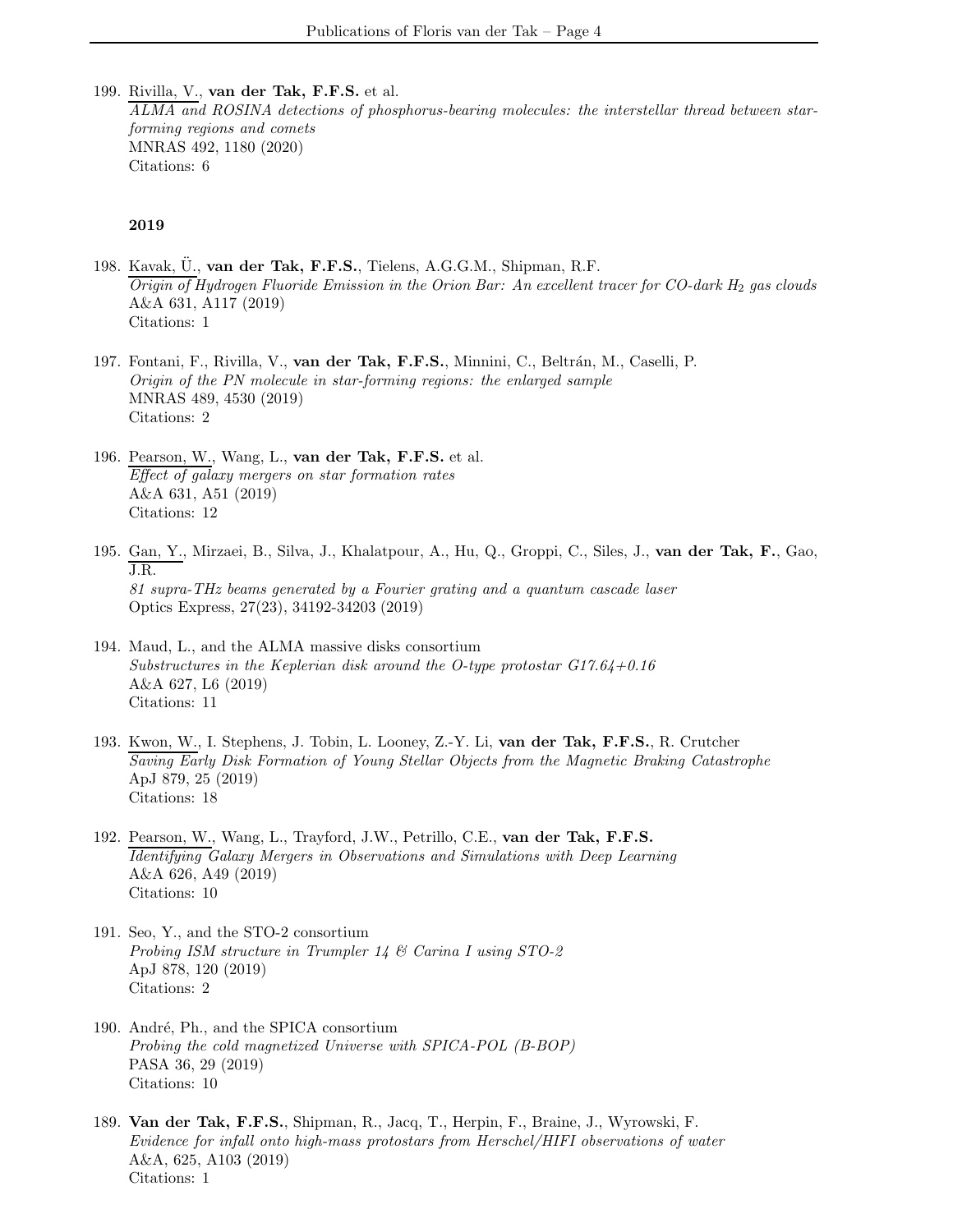199. Rivilla, V., **van der Tak, F.F.S.** et al.
*ALMA and ROSINA detections of phosphorus-bearing molecules: the interstellar thread between star-forming regions and comets*
MNRAS 492, 1180 (2020)
Citations: 6

**2019**

198. Kavak, Ü., **van der Tak, F.F.S.**, Tielens, A.G.G.M., Shipman, R.F.
*Origin of Hydrogen Fluoride Emission in the Orion Bar: An excellent tracer for CO-dark $H_2$ gas clouds*
A&A 631, A117 (2019)
Citations: 1

197. Fontani, F., Rivilla, V., **van der Tak, F.F.S.**, Minnini, C., Beltrán, M., Caselli, P.
*Origin of the PN molecule in star-forming regions: the enlarged sample*
MNRAS 489, 4530 (2019)
Citations: 2

196. Pearson, W., Wang, L., **van der Tak, F.F.S.** et al.
*Effect of galaxy mergers on star formation rates*
A&A 631, A51 (2019)
Citations: 12

195. Gan, Y., Mirzaei, B., Silva, J., Khalatpour, A., Hu, Q., Groppi, C., Siles, J., **van der Tak, F.**, Gao, J.R.
*81 supra-THz beams generated by a Fourier grating and a quantum cascade laser*
Optics Express, 27(23), 34192-34203 (2019)

194. Maud, L., and the ALMA massive disks consortium
*Substructures in the Keplerian disk around the O-type protostar G17.64+0.16*
A&A 627, L6 (2019)
Citations: 11

193. Kwon, W., I. Stephens, J. Tobin, L. Looney, Z.-Y. Li, **van der Tak, F.F.S.**, R. Crutcher
*Saving Early Disk Formation of Young Stellar Objects from the Magnetic Braking Catastrophe*
ApJ 879, 25 (2019)
Citations: 18

192. Pearson, W., Wang, L., Trayford, J.W., Petrillo, C.E., **van der Tak, F.F.S.**
*Identifying Galaxy Mergers in Observations and Simulations with Deep Learning*
A&A 626, A49 (2019)
Citations: 10

191. Seo, Y., and the STO-2 consortium
*Probing ISM structure in Trumpler 14 & Carina I using STO-2*
ApJ 878, 120 (2019)
Citations: 2

190. André, Ph., and the SPICA consortium
*Probing the cold magnetized Universe with SPICA-POL (B-BOP)*
PASA 36, 29 (2019)
Citations: 10

189. **Van der Tak, F.F.S.**, Shipman, R., Jacq, T., Herpin, F., Braine, J., Wyrowski, F.
*Evidence for infall onto high-mass protostars from Herschel/HIFI observations of water*
A&A, 625, A103 (2019)
Citations: 1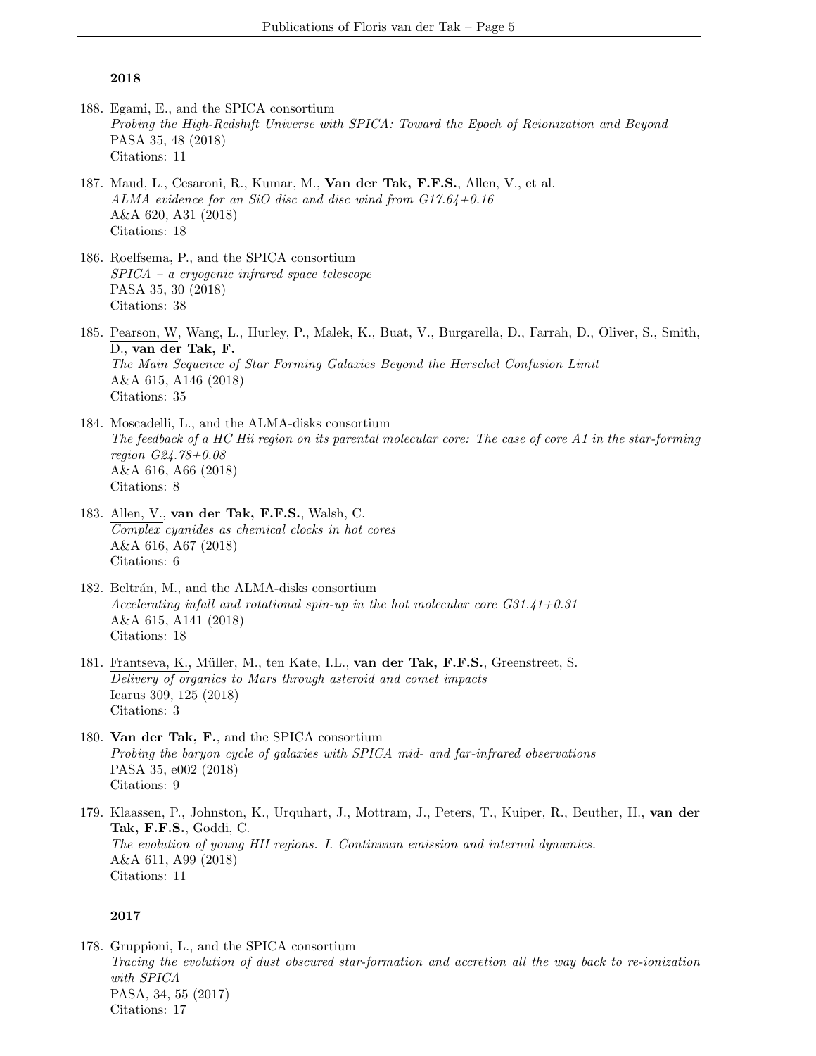## 2018

188. Egami, E., and the SPICA consortium
 *Probing the High-Redshift Universe with SPICA: Toward the Epoch of Reionization and Beyond*
 PASA 35, 48 (2018)
 Citations: 11

187. Maud, L., Cesaroni, R., Kumar, M., **Van der Tak, F.F.S.**, Allen, V., et al.
 *ALMA evidence for an SiO disc and disc wind from G17.64+0.16*
 A&A 620, A31 (2018)
 Citations: 18

186. Roelfsema, P., and the SPICA consortium
 *SPICA – a cryogenic infrared space telescope*
 PASA 35, 30 (2018)
 Citations: 38

185. Pearson, W, Wang, L., Hurley, P., Malek, K., Buat, V., Burgarella, D., Farrah, D., Oliver, S., Smith, D., **van der Tak, F.**
 *The Main Sequence of Star Forming Galaxies Beyond the Herschel Confusion Limit*
 A&A 615, A146 (2018)
 Citations: 35

184. Moscadelli, L., and the ALMA-disks consortium
 *The feedback of a HC Hii region on its parental molecular core: The case of core A1 in the star-forming region G24.78+0.08*
 A&A 616, A66 (2018)
 Citations: 8

183. Allen, V., **van der Tak, F.F.S.**, Walsh, C.
 *Complex cyanides as chemical clocks in hot cores*
 A&A 616, A67 (2018)
 Citations: 6

182. Beltrán, M., and the ALMA-disks consortium
 *Accelerating infall and rotational spin-up in the hot molecular core G31.41+0.31*
 A&A 615, A141 (2018)
 Citations: 18

181. Frantseva, K., Müller, M., ten Kate, I.L., **van der Tak, F.F.S.**, Greenstreet, S.
 *Delivery of organics to Mars through asteroid and comet impacts*
 Icarus 309, 125 (2018)
 Citations: 3

180. **Van der Tak, F.**, and the SPICA consortium
 *Probing the baryon cycle of galaxies with SPICA mid- and far-infrared observations*
 PASA 35, e002 (2018)
 Citations: 9

179. Klaassen, P., Johnston, K., Urquhart, J., Mottram, J., Peters, T., Kuiper, R., Beuther, H., **van der Tak, F.F.S.**, Goddi, C.
 *The evolution of young HII regions. I. Continuum emission and internal dynamics.*
 A&A 611, A99 (2018)
 Citations: 11

## 2017

178. Gruppioni, L., and the SPICA consortium
 *Tracing the evolution of dust obscured star-formation and accretion all the way back to re-ionization with SPICA*
 PASA, 34, 55 (2017)
 Citations: 17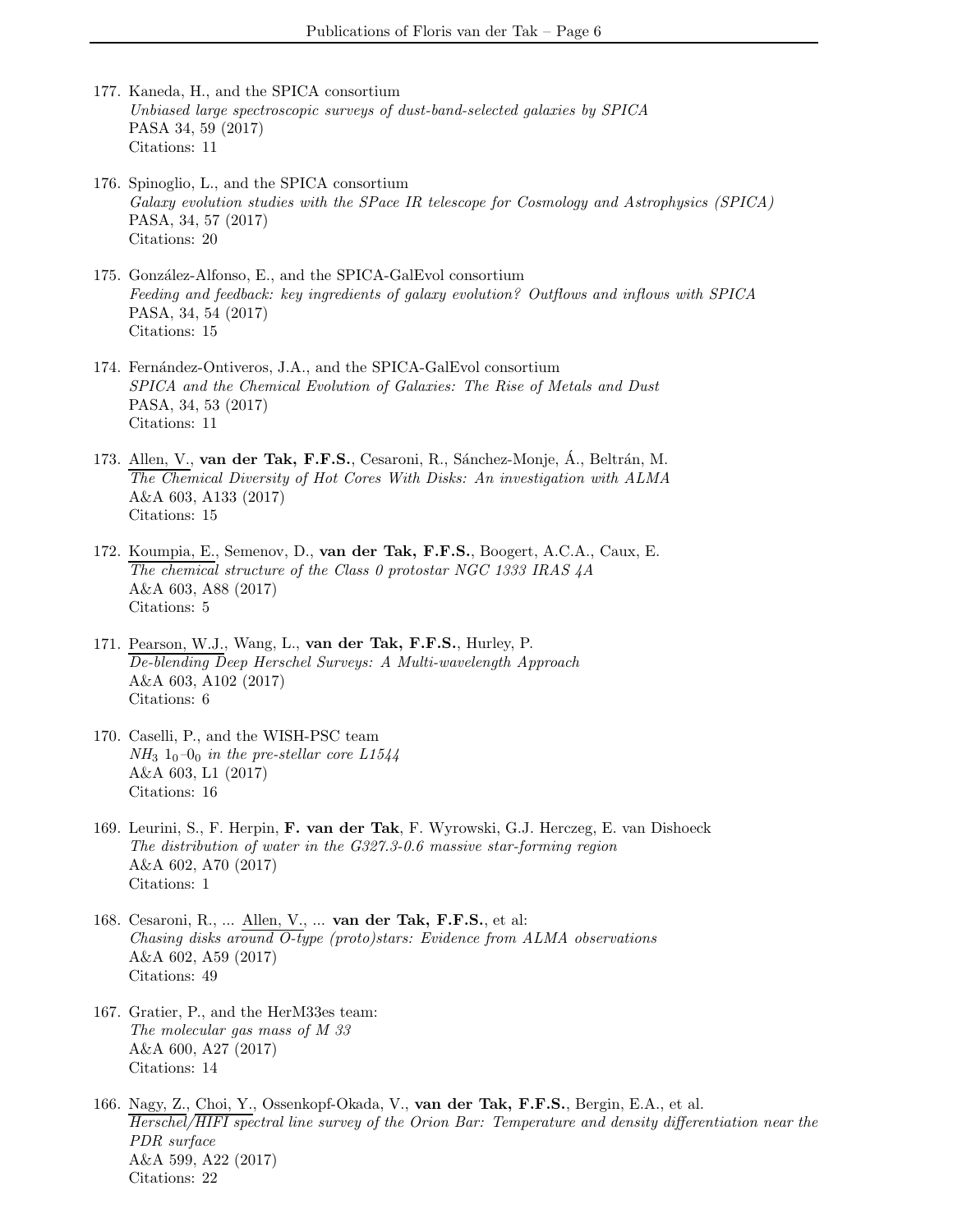177. Kaneda, H., and the SPICA consortium  
*Unbiased large spectroscopic surveys of dust-band-selected galaxies by SPICA*  
PASA 34, 59 (2017)  
Citations: 11

176. Spinoglio, L., and the SPICA consortium  
*Galaxy evolution studies with the SPace IR telescope for Cosmology and Astrophysics (SPICA)*  
PASA, 34, 57 (2017)  
Citations: 20

175. González-Alfonso, E., and the SPICA-GalEvol consortium  
*Feeding and feedback: key ingredients of galaxy evolution? Outflows and inflows with SPICA*  
PASA, 34, 54 (2017)  
Citations: 15

174. Fernández-Ontiveros, J.A., and the SPICA-GalEvol consortium  
*SPICA and the Chemical Evolution of Galaxies: The Rise of Metals and Dust*  
PASA, 34, 53 (2017)  
Citations: 11

173. Allen, V., **van der Tak, F.F.S.**, Cesaroni, R., Sánchez-Monje, Á., Beltrán, M.  
*The Chemical Diversity of Hot Cores With Disks: An investigation with ALMA*  
A&A 603, A133 (2017)  
Citations: 15

172. Koumpia, E., Semenov, D., **van der Tak, F.F.S.**, Boogert, A.C.A., Caux, E.  
*The chemical structure of the Class 0 protostar NGC 1333 IRAS 4A*  
A&A 603, A88 (2017)  
Citations: 5

171. Pearson, W.J., Wang, L., **van der Tak, F.F.S.**, Hurley, P.  
*De-blending Deep Herschel Surveys: A Multi-wavelength Approach*  
A&A 603, A102 (2017)  
Citations: 6

170. Caselli, P., and the WISH-PSC team  
*$NH_3$ $1_0$–$0_0$ in the pre-stellar core L1544*  
A&A 603, L1 (2017)  
Citations: 16

169. Leurini, S., F. Herpin, **F. van der Tak**, F. Wyrowski, G.J. Herczeg, E. van Dishoeck  
*The distribution of water in the G327.3-0.6 massive star-forming region*  
A&A 602, A70 (2017)  
Citations: 1

168. Cesaroni, R., ... Allen, V., ... **van der Tak, F.F.S.**, et al:  
*Chasing disks around O-type (proto)stars: Evidence from ALMA observations*  
A&A 602, A59 (2017)  
Citations: 49

167. Gratier, P., and the HerM33es team:  
*The molecular gas mass of M 33*  
A&A 600, A27 (2017)  
Citations: 14

166. Nagy, Z., Choi, Y., Ossenkopf-Okada, V., **van der Tak, F.F.S.**, Bergin, E.A., et al.  
*Herschel/HIFI spectral line survey of the Orion Bar: Temperature and density differentiation near the PDR surface*  
A&A 599, A22 (2017)  
Citations: 22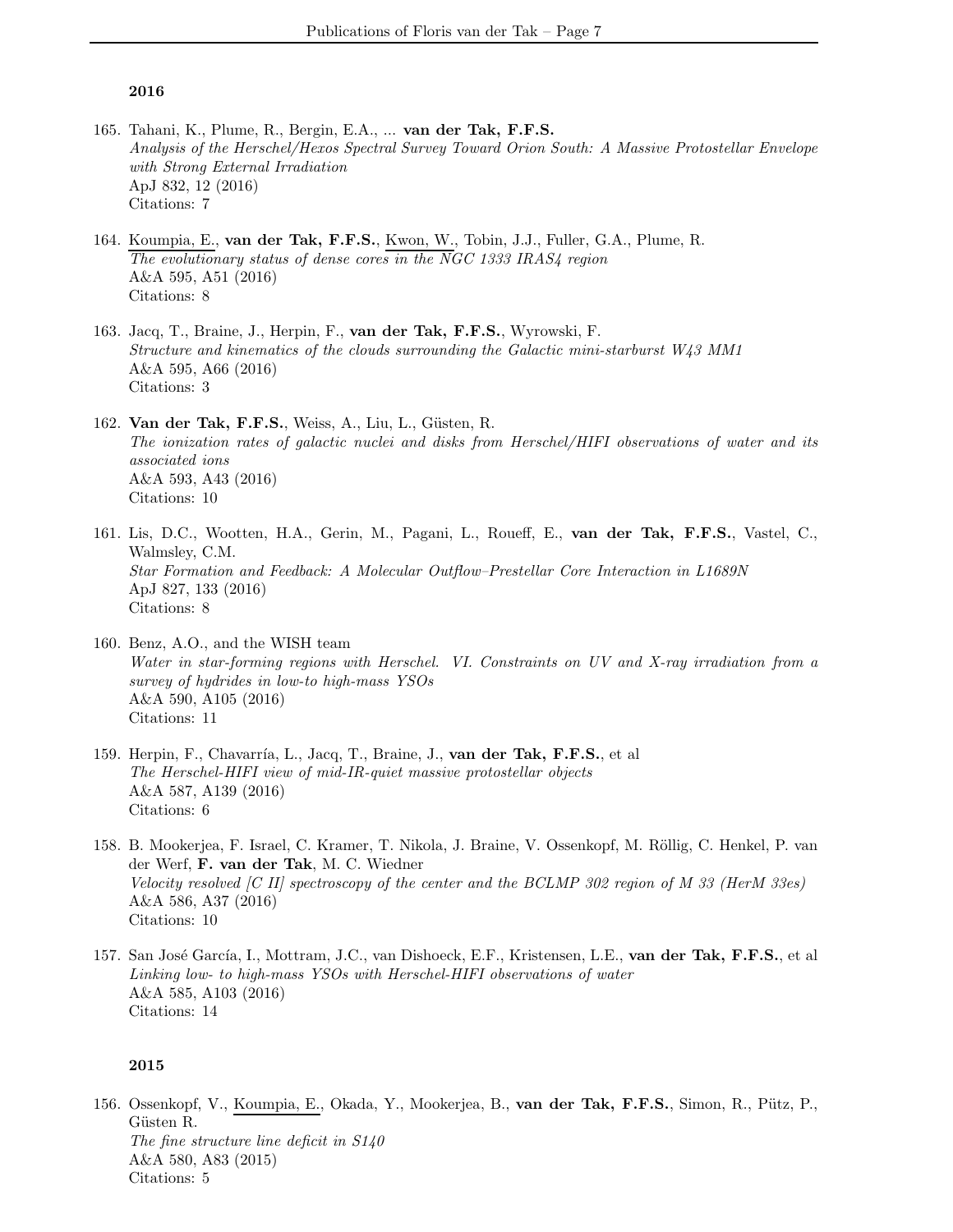## 2016

165. Tahani, K., Plume, R., Bergin, E.A., ... **van der Tak, F.F.S.**
*Analysis of the Herschel/Hexos Spectral Survey Toward Orion South: A Massive Protostellar Envelope with Strong External Irradiation*
ApJ 832, 12 (2016)
Citations: 7

164. Koumpia, E., **van der Tak, F.F.S.**, Kwon, W., Tobin, J.J., Fuller, G.A., Plume, R.
*The evolutionary status of dense cores in the NGC 1333 IRAS4 region*
A&A 595, A51 (2016)
Citations: 8

163. Jacq, T., Braine, J., Herpin, F., **van der Tak, F.F.S.**, Wyrowski, F.
*Structure and kinematics of the clouds surrounding the Galactic mini-starburst W43 MM1*
A&A 595, A66 (2016)
Citations: 3

162. **Van der Tak, F.F.S.**, Weiss, A., Liu, L., Güsten, R.
*The ionization rates of galactic nuclei and disks from Herschel/HIFI observations of water and its associated ions*
A&A 593, A43 (2016)
Citations: 10

161. Lis, D.C., Wootten, H.A., Gerin, M., Pagani, L., Roueff, E., **van der Tak, F.F.S.**, Vastel, C., Walmsley, C.M.
*Star Formation and Feedback: A Molecular Outflow–Prestellar Core Interaction in L1689N*
ApJ 827, 133 (2016)
Citations: 8

160. Benz, A.O., and the WISH team
*Water in star-forming regions with Herschel. VI. Constraints on UV and X-ray irradiation from a survey of hydrides in low-to high-mass YSOs*
A&A 590, A105 (2016)
Citations: 11

159. Herpin, F., Chavarría, L., Jacq, T., Braine, J., **van der Tak, F.F.S.**, et al
*The Herschel-HIFI view of mid-IR-quiet massive protostellar objects*
A&A 587, A139 (2016)
Citations: 6

158. B. Mookerjea, F. Israel, C. Kramer, T. Nikola, J. Braine, V. Ossenkopf, M. Röllig, C. Henkel, P. van der Werf, **F. van der Tak**, M. C. Wiedner
*Velocity resolved [C II] spectroscopy of the center and the BCLMP 302 region of M 33 (HerM 33es)*
A&A 586, A37 (2016)
Citations: 10

157. San José García, I., Mottram, J.C., van Dishoeck, E.F., Kristensen, L.E., **van der Tak, F.F.S.**, et al
*Linking low- to high-mass YSOs with Herschel-HIFI observations of water*
A&A 585, A103 (2016)
Citations: 14

## 2015

156. Ossenkopf, V., Koumpia, E., Okada, Y., Mookerjea, B., **van der Tak, F.F.S.**, Simon, R., Pütz, P., Güsten R.
*The fine structure line deficit in S140*
A&A 580, A83 (2015)
Citations: 5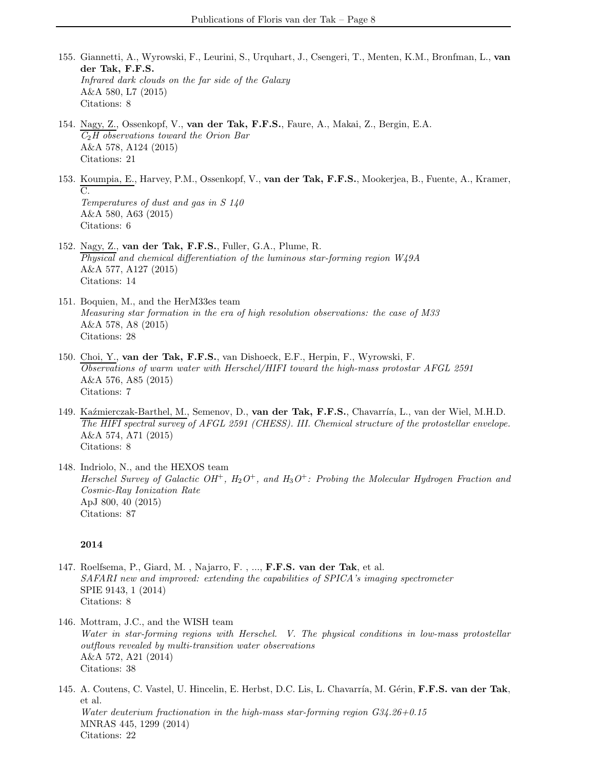155. Giannetti, A., Wyrowski, F., Leurini, S., Urquhart, J., Csengeri, T., Menten, K.M., Bronfman, L., **van der Tak, F.F.S.**
*Infrared dark clouds on the far side of the Galaxy*
A&A 580, L7 (2015)
Citations: 8

154. Nagy, Z., Ossenkopf, V., **van der Tak, F.F.S.**, Faure, A., Makai, Z., Bergin, E.A.
*$C_2H$ observations toward the Orion Bar*
A&A 578, A124 (2015)
Citations: 21

153. Koumpia, E., Harvey, P.M., Ossenkopf, V., **van der Tak, F.F.S.**, Mookerjea, B., Fuente, A., Kramer, C.
*Temperatures of dust and gas in S 140*
A&A 580, A63 (2015)
Citations: 6

152. Nagy, Z., **van der Tak, F.F.S.**, Fuller, G.A., Plume, R.
*Physical and chemical differentiation of the luminous star-forming region W49A*
A&A 577, A127 (2015)
Citations: 14

151. Boquien, M., and the HerM33es team
*Measuring star formation in the era of high resolution observations: the case of M33*
A&A 578, A8 (2015)
Citations: 28

150. Choi, Y., **van der Tak, F.F.S.**, van Dishoeck, E.F., Herpin, F., Wyrowski, F.
*Observations of warm water with Herschel/HIFI toward the high-mass protostar AFGL 2591*
A&A 576, A85 (2015)
Citations: 7

149. Kaźmierczak-Barthel, M., Semenov, D., **van der Tak, F.F.S.**, Chavarría, L., van der Wiel, M.H.D.
*The HIFI spectral survey of AFGL 2591 (CHESS). III. Chemical structure of the protostellar envelope.*
A&A 574, A71 (2015)
Citations: 8

148. Indriolo, N., and the HEXOS team
*Herschel Survey of Galactic $OH^+$, $H_2O^+$, and $H_3O^+$: Probing the Molecular Hydrogen Fraction and Cosmic-Ray Ionization Rate*
ApJ 800, 40 (2015)
Citations: 87

**2014**

147. Roelfsema, P., Giard, M. , Najarro, F. , ..., **F.F.S. van der Tak**, et al.
*SAFARI new and improved: extending the capabilities of SPICA's imaging spectrometer*
SPIE 9143, 1 (2014)
Citations: 8

146. Mottram, J.C., and the WISH team
*Water in star-forming regions with Herschel. V. The physical conditions in low-mass protostellar outflows revealed by multi-transition water observations*
A&A 572, A21 (2014)
Citations: 38

145. A. Coutens, C. Vastel, U. Hincelin, E. Herbst, D.C. Lis, L. Chavarría, M. Gérin, **F.F.S. van der Tak**, et al.
*Water deuterium fractionation in the high-mass star-forming region G34.26+0.15*
MNRAS 445, 1299 (2014)
Citations: 22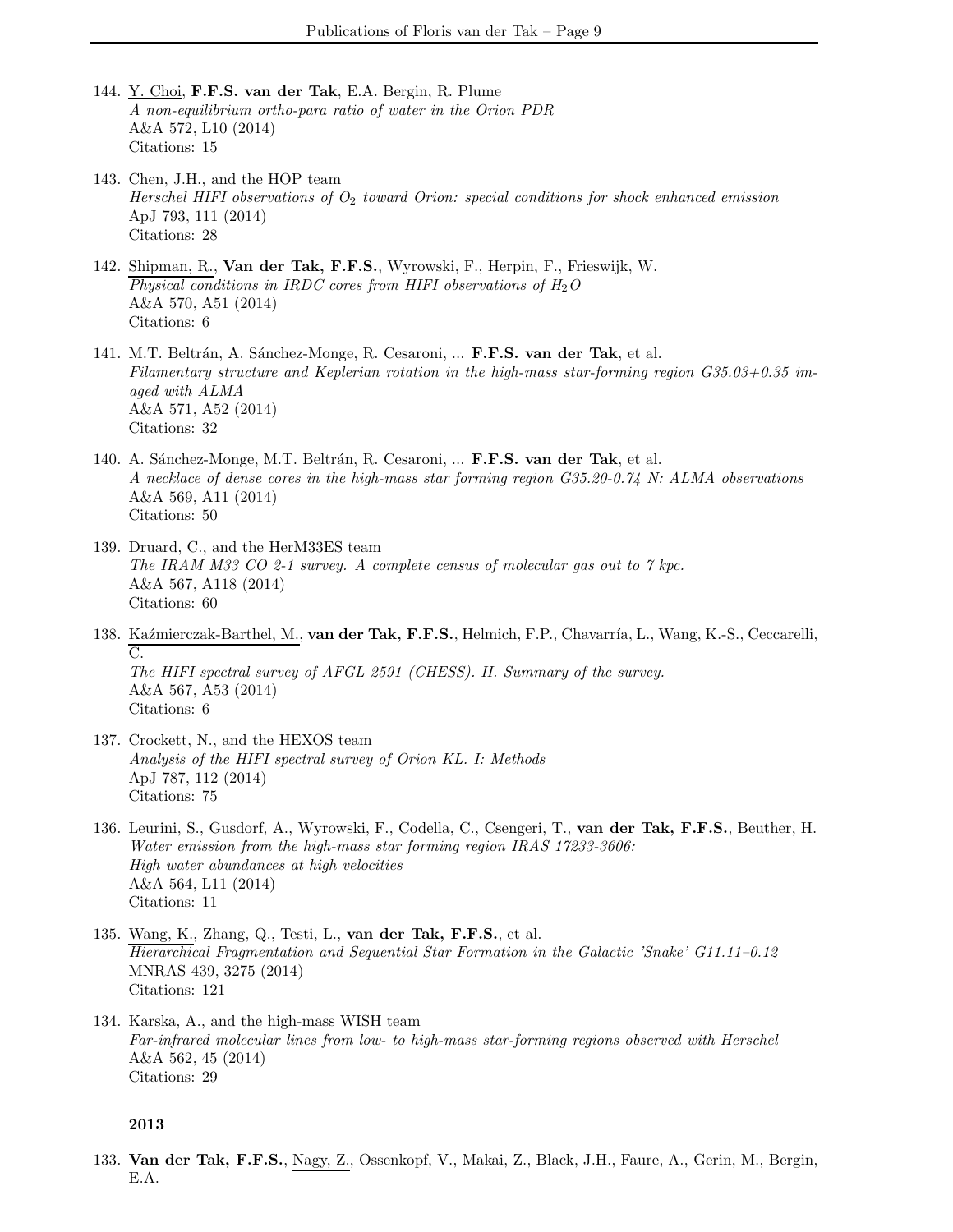144. Y. Choi, **F.F.S. van der Tak**, E.A. Bergin, R. Plume
*A non-equilibrium ortho-para ratio of water in the Orion PDR*
A&A 572, L10 (2014)
Citations: 15

143. Chen, J.H., and the HOP team
*Herschel HIFI observations of $O_2$ toward Orion: special conditions for shock enhanced emission*
ApJ 793, 111 (2014)
Citations: 28

142. Shipman, R., **Van der Tak, F.F.S.**, Wyrowski, F., Herpin, F., Frieswijk, W.
*Physical conditions in IRDC cores from HIFI observations of $H_2O$*
A&A 570, A51 (2014)
Citations: 6

141. M.T. Beltrán, A. Sánchez-Monge, R. Cesaroni, ... **F.F.S. van der Tak**, et al.
*Filamentary structure and Keplerian rotation in the high-mass star-forming region G35.03+0.35 imaged with ALMA*
A&A 571, A52 (2014)
Citations: 32

140. A. Sánchez-Monge, M.T. Beltrán, R. Cesaroni, ... **F.F.S. van der Tak**, et al.
*A necklace of dense cores in the high-mass star forming region G35.20-0.74 N: ALMA observations*
A&A 569, A11 (2014)
Citations: 50

139. Druard, C., and the HerM33ES team
*The IRAM M33 CO 2-1 survey. A complete census of molecular gas out to 7 kpc.*
A&A 567, A118 (2014)
Citations: 60

138. Kaźmierczak-Barthel, M., **van der Tak, F.F.S.**, Helmich, F.P., Chavarría, L., Wang, K.-S., Ceccarelli, C.
*The HIFI spectral survey of AFGL 2591 (CHESS). II. Summary of the survey.*
A&A 567, A53 (2014)
Citations: 6

137. Crockett, N., and the HEXOS team
*Analysis of the HIFI spectral survey of Orion KL. I: Methods*
ApJ 787, 112 (2014)
Citations: 75

136. Leurini, S., Gusdorf, A., Wyrowski, F., Codella, C., Csengeri, T., **van der Tak, F.F.S.**, Beuther, H.
*Water emission from the high-mass star forming region IRAS 17233-3606: High water abundances at high velocities*
A&A 564, L11 (2014)
Citations: 11

135. Wang, K., Zhang, Q., Testi, L., **van der Tak, F.F.S.**, et al.
*Hierarchical Fragmentation and Sequential Star Formation in the Galactic 'Snake' G11.11–0.12*
MNRAS 439, 3275 (2014)
Citations: 121

134. Karska, A., and the high-mass WISH team
*Far-infrared molecular lines from low- to high-mass star-forming regions observed with Herschel*
A&A 562, 45 (2014)
Citations: 29

**2013**

133. **Van der Tak, F.F.S.**, Nagy, Z., Ossenkopf, V., Makai, Z., Black, J.H., Faure, A., Gerin, M., Bergin, E.A.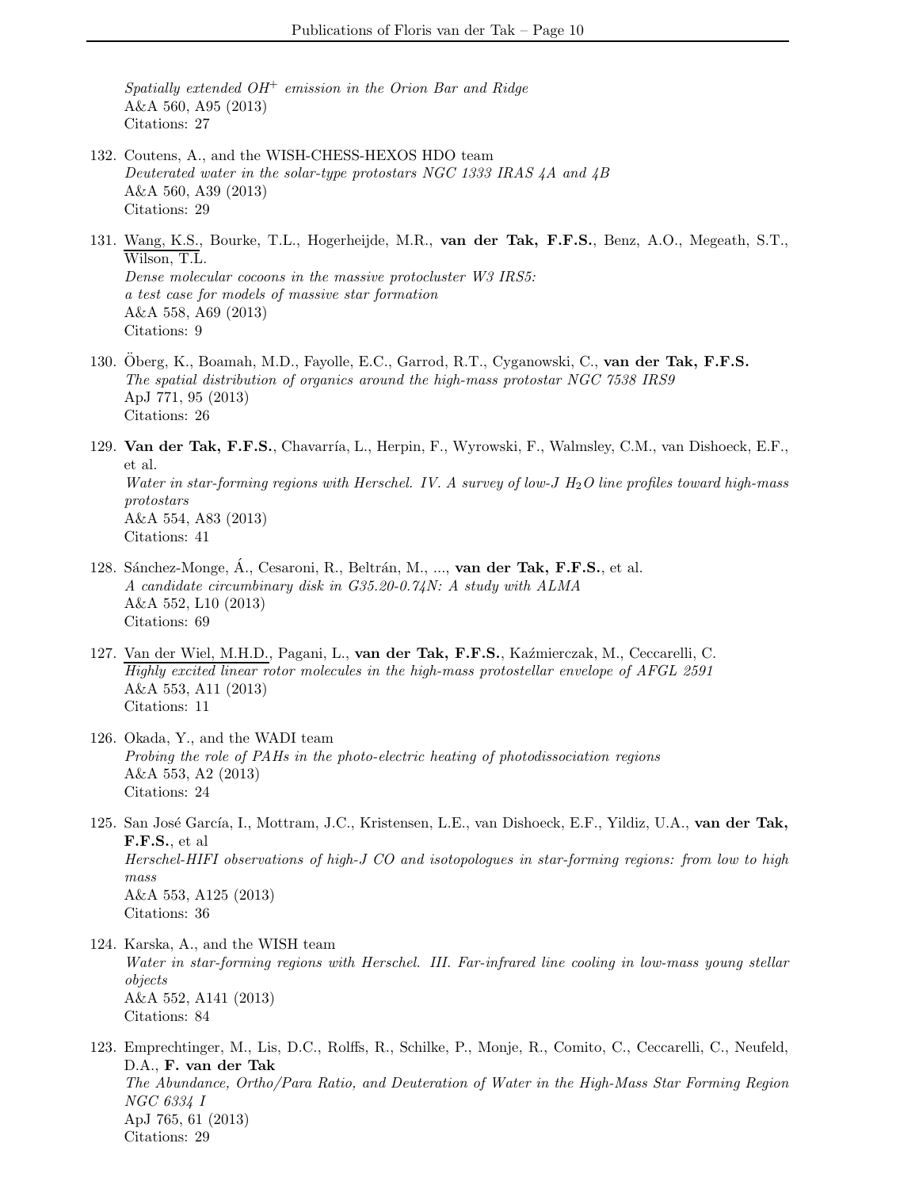*Spatially extended $OH^+$ emission in the Orion Bar and Ridge*
A&A 560, A95 (2013)
Citations: 27

132. Coutens, A., and the WISH-CHESS-HEXOS HDO team
*Deuterated water in the solar-type protostars NGC 1333 IRAS 4A and 4B*
A&A 560, A39 (2013)
Citations: 29

131. Wang, K.S., Bourke, T.L., Hogerheijde, M.R., **van der Tak, F.F.S.**, Benz, A.O., Megeath, S.T., Wilson, T.L.
*Dense molecular cocoons in the massive protocluster W3 IRS5: a test case for models of massive star formation*
A&A 558, A69 (2013)
Citations: 9

130. Öberg, K., Boamah, M.D., Fayolle, E.C., Garrod, R.T., Cyganowski, C., **van der Tak, F.F.S.**
*The spatial distribution of organics around the high-mass protostar NGC 7538 IRS9*
ApJ 771, 95 (2013)
Citations: 26

129. **Van der Tak, F.F.S.**, Chavarría, L., Herpin, F., Wyrowski, F., Walmsley, C.M., van Dishoeck, E.F., et al.
*Water in star-forming regions with Herschel. IV. A survey of low-J $H_2O$ line profiles toward high-mass protostars*
A&A 554, A83 (2013)
Citations: 41

128. Sánchez-Monge, Á., Cesaroni, R., Beltrán, M., ..., **van der Tak, F.F.S.**, et al.
*A candidate circumbinary disk in G35.20-0.74N: A study with ALMA*
A&A 552, L10 (2013)
Citations: 69

127. Van der Wiel, M.H.D., Pagani, L., **van der Tak, F.F.S.**, Kaźmierczak, M., Ceccarelli, C.
*Highly excited linear rotor molecules in the high-mass protostellar envelope of AFGL 2591*
A&A 553, A11 (2013)
Citations: 11

126. Okada, Y., and the WADI team
*Probing the role of PAHs in the photo-electric heating of photodissociation regions*
A&A 553, A2 (2013)
Citations: 24

125. San José García, I., Mottram, J.C., Kristensen, L.E., van Dishoeck, E.F., Yildiz, U.A., **van der Tak, F.F.S.**, et al
*Herschel-HIFI observations of high-J CO and isotopologues in star-forming regions: from low to high mass*
A&A 553, A125 (2013)
Citations: 36

124. Karska, A., and the WISH team
*Water in star-forming regions with Herschel. III. Far-infrared line cooling in low-mass young stellar objects*
A&A 552, A141 (2013)
Citations: 84

123. Emprechtinger, M., Lis, D.C., Rolffs, R., Schilke, P., Monje, R., Comito, C., Ceccarelli, C., Neufeld, D.A., **F. van der Tak**
*The Abundance, Ortho/Para Ratio, and Deuteration of Water in the High-Mass Star Forming Region NGC 6334 I*
ApJ 765, 61 (2013)
Citations: 29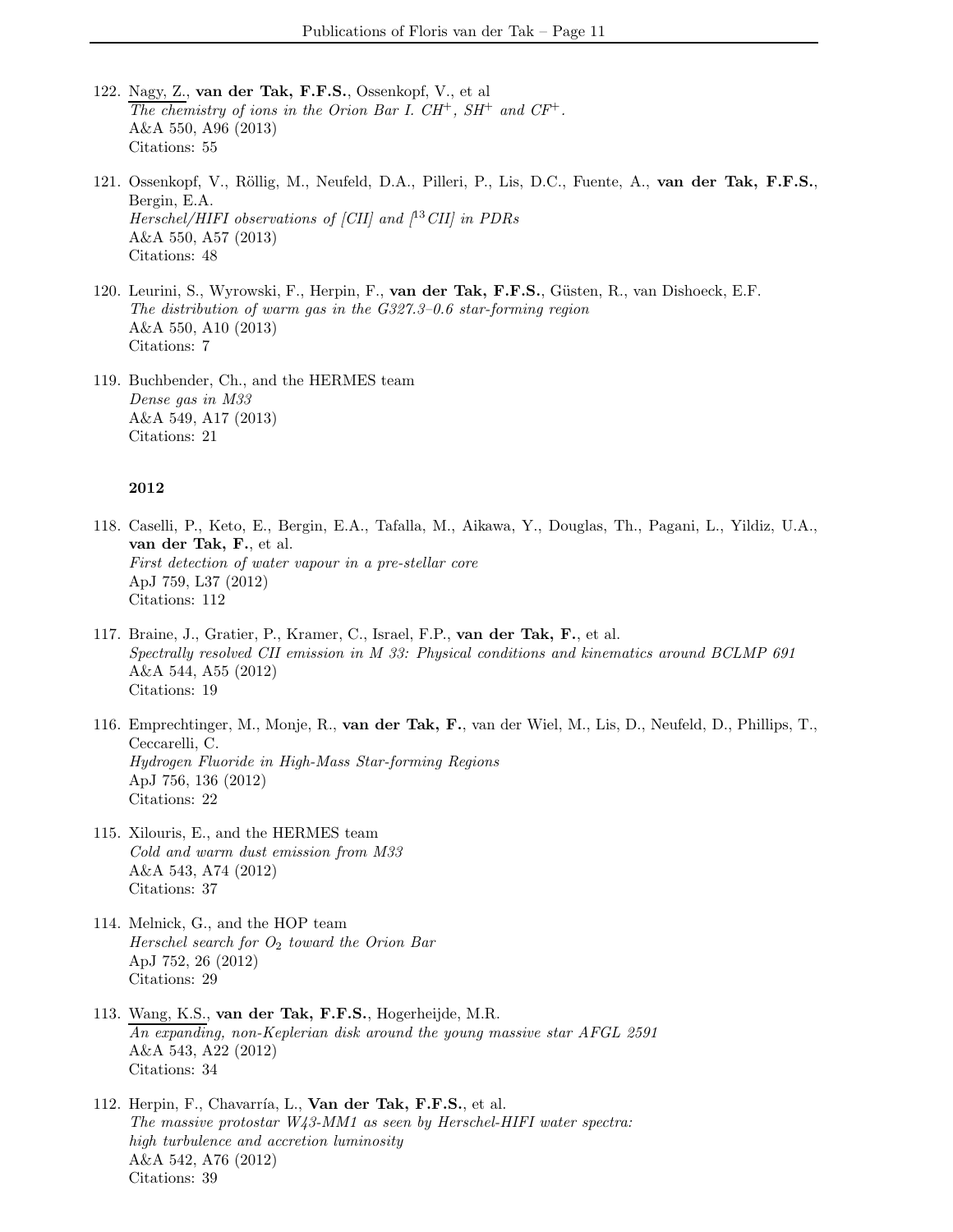122. Nagy, Z., **van der Tak, F.F.S.**, Ossenkopf, V., et al
*The chemistry of ions in the Orion Bar I. $CH^+$, $SH^+$ and $CF^+$.*
A&A 550, A96 (2013)
Citations: 55

121. Ossenkopf, V., Röllig, M., Neufeld, D.A., Pilleri, P., Lis, D.C., Fuente, A., **van der Tak, F.F.S.**, Bergin, E.A.
*Herschel/HIFI observations of [CII] and [$^{13}$CII] in PDRs*
A&A 550, A57 (2013)
Citations: 48

120. Leurini, S., Wyrowski, F., Herpin, F., **van der Tak, F.F.S.**, Güsten, R., van Dishoeck, E.F.
*The distribution of warm gas in the G327.3–0.6 star-forming region*
A&A 550, A10 (2013)
Citations: 7

119. Buchbender, Ch., and the HERMES team
*Dense gas in M33*
A&A 549, A17 (2013)
Citations: 21

**2012**

118. Caselli, P., Keto, E., Bergin, E.A., Tafalla, M., Aikawa, Y., Douglas, Th., Pagani, L., Yildiz, U.A., **van der Tak, F.**, et al.
*First detection of water vapour in a pre-stellar core*
ApJ 759, L37 (2012)
Citations: 112

117. Braine, J., Gratier, P., Kramer, C., Israel, F.P., **van der Tak, F.**, et al.
*Spectrally resolved CII emission in M 33: Physical conditions and kinematics around BCLMP 691*
A&A 544, A55 (2012)
Citations: 19

116. Emprechtinger, M., Monje, R., **van der Tak, F.**, van der Wiel, M., Lis, D., Neufeld, D., Phillips, T., Ceccarelli, C.
*Hydrogen Fluoride in High-Mass Star-forming Regions*
ApJ 756, 136 (2012)
Citations: 22

115. Xilouris, E., and the HERMES team
*Cold and warm dust emission from M33*
A&A 543, A74 (2012)
Citations: 37

114. Melnick, G., and the HOP team
*Herschel search for $O_2$ toward the Orion Bar*
ApJ 752, 26 (2012)
Citations: 29

113. Wang, K.S., **van der Tak, F.F.S.**, Hogerheijde, M.R.
*An expanding, non-Keplerian disk around the young massive star AFGL 2591*
A&A 543, A22 (2012)
Citations: 34

112. Herpin, F., Chavarría, L., **Van der Tak, F.F.S.**, et al.
*The massive protostar W43-MM1 as seen by Herschel-HIFI water spectra: high turbulence and accretion luminosity*
A&A 542, A76 (2012)
Citations: 39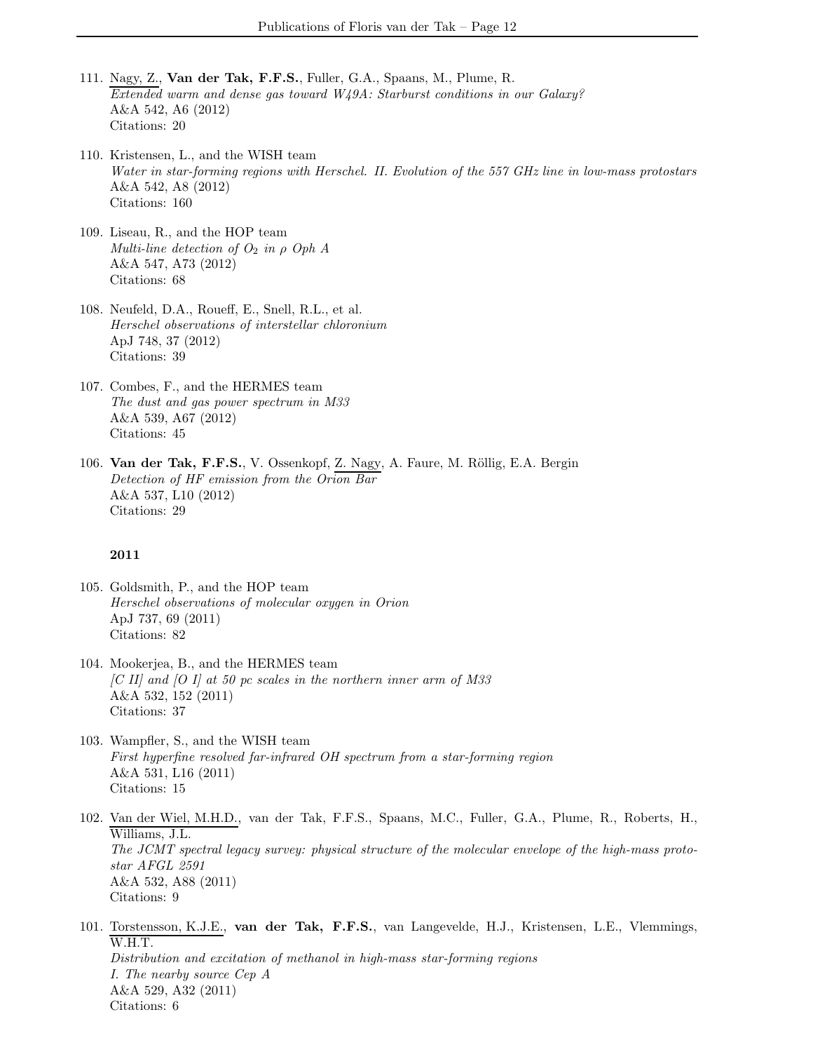111. Nagy, Z., **Van der Tak, F.F.S.**, Fuller, G.A., Spaans, M., Plume, R.
*Extended warm and dense gas toward W49A: Starburst conditions in our Galaxy?*
A&A 542, A6 (2012)
Citations: 20

110. Kristensen, L., and the WISH team
*Water in star-forming regions with Herschel. II. Evolution of the 557 GHz line in low-mass protostars*
A&A 542, A8 (2012)
Citations: 160

109. Liseau, R., and the HOP team
*Multi-line detection of $O_2$ in $\rho$ Oph A*
A&A 547, A73 (2012)
Citations: 68

108. Neufeld, D.A., Roueff, E., Snell, R.L., et al.
*Herschel observations of interstellar chloronium*
ApJ 748, 37 (2012)
Citations: 39

107. Combes, F., and the HERMES team
*The dust and gas power spectrum in M33*
A&A 539, A67 (2012)
Citations: 45

106. **Van der Tak, F.F.S.**, V. Ossenkopf, Z. Nagy, A. Faure, M. Röllig, E.A. Bergin
*Detection of HF emission from the Orion Bar*
A&A 537, L10 (2012)
Citations: 29

**2011**

105. Goldsmith, P., and the HOP team
*Herschel observations of molecular oxygen in Orion*
ApJ 737, 69 (2011)
Citations: 82

104. Mookerjea, B., and the HERMES team
*[C II] and [O I] at 50 pc scales in the northern inner arm of M33*
A&A 532, 152 (2011)
Citations: 37

103. Wampfler, S., and the WISH team
*First hyperfine resolved far-infrared OH spectrum from a star-forming region*
A&A 531, L16 (2011)
Citations: 15

102. Van der Wiel, M.H.D., van der Tak, F.F.S., Spaans, M.C., Fuller, G.A., Plume, R., Roberts, H., Williams, J.L.
*The JCMT spectral legacy survey: physical structure of the molecular envelope of the high-mass protostar AFGL 2591*
A&A 532, A88 (2011)
Citations: 9

101. Torstensson, K.J.E., **van der Tak, F.F.S.**, van Langevelde, H.J., Kristensen, L.E., Vlemmings, W.H.T.
*Distribution and excitation of methanol in high-mass star-forming regions*
*I. The nearby source Cep A*
A&A 529, A32 (2011)
Citations: 6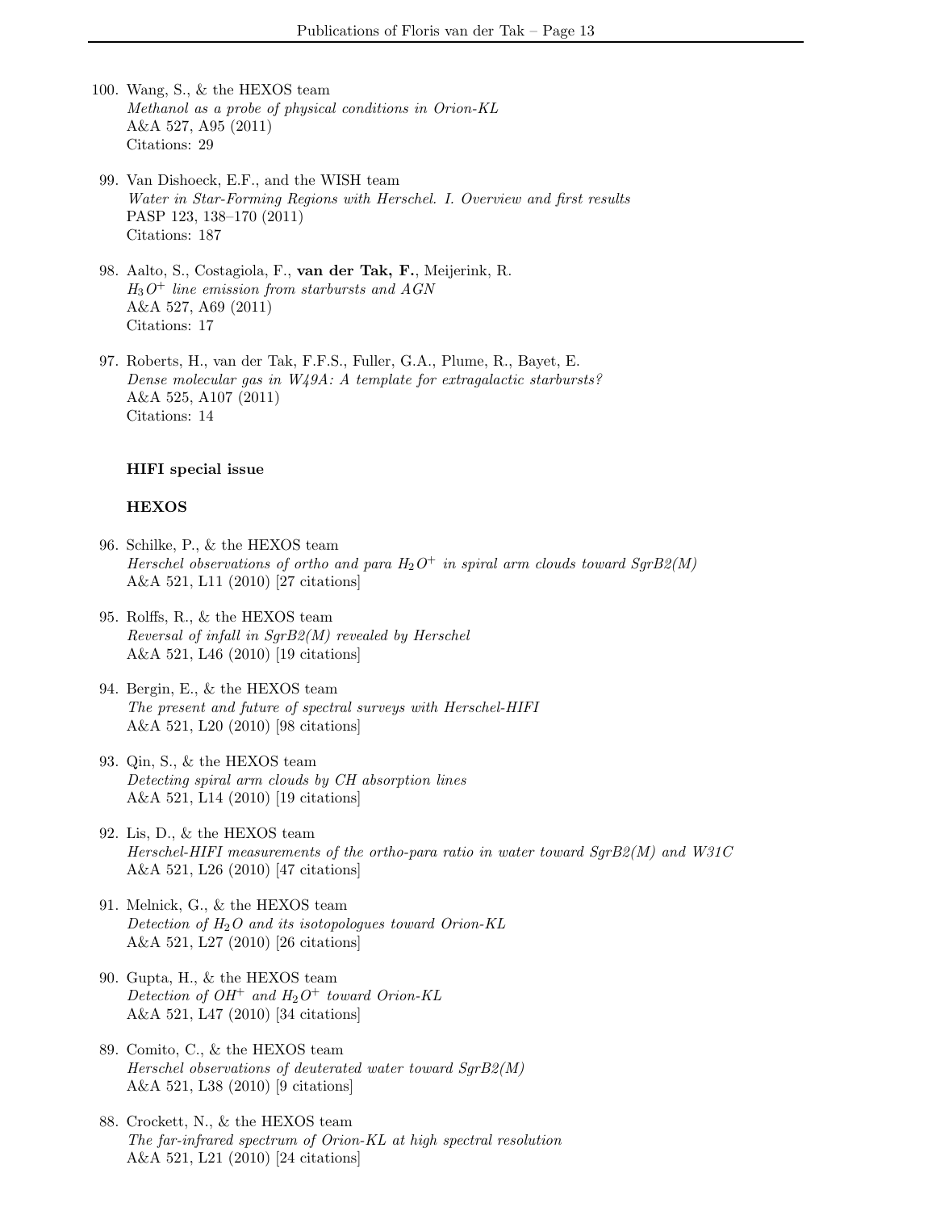100. Wang, S., & the HEXOS team
*Methanol as a probe of physical conditions in Orion-KL*
A&A 527, A95 (2011)
Citations: 29

99. Van Dishoeck, E.F., and the WISH team
*Water in Star-Forming Regions with Herschel. I. Overview and first results*
PASP 123, 138–170 (2011)
Citations: 187

98. Aalto, S., Costagiola, F., **van der Tak, F.**, Meijerink, R.
*$H_3O^+$ line emission from starbursts and AGN*
A&A 527, A69 (2011)
Citations: 17

97. Roberts, H., van der Tak, F.F.S., Fuller, G.A., Plume, R., Bayet, E.
*Dense molecular gas in W49A: A template for extragalactic starbursts?*
A&A 525, A107 (2011)
Citations: 14

**HIFI special issue**

**HEXOS**

96. Schilke, P., & the HEXOS team
*Herschel observations of ortho and para $H_2O^+$ in spiral arm clouds toward SgrB2(M)*
A&A 521, L11 (2010) [27 citations]

95. Rolffs, R., & the HEXOS team
*Reversal of infall in SgrB2(M) revealed by Herschel*
A&A 521, L46 (2010) [19 citations]

94. Bergin, E., & the HEXOS team
*The present and future of spectral surveys with Herschel-HIFI*
A&A 521, L20 (2010) [98 citations]

93. Qin, S., & the HEXOS team
*Detecting spiral arm clouds by CH absorption lines*
A&A 521, L14 (2010) [19 citations]

92. Lis, D., & the HEXOS team
*Herschel-HIFI measurements of the ortho-para ratio in water toward SgrB2(M) and W31C*
A&A 521, L26 (2010) [47 citations]

91. Melnick, G., & the HEXOS team
*Detection of $H_2O$ and its isotopologues toward Orion-KL*
A&A 521, L27 (2010) [26 citations]

90. Gupta, H., & the HEXOS team
*Detection of $OH^+$ and $H_2O^+$ toward Orion-KL*
A&A 521, L47 (2010) [34 citations]

89. Comito, C., & the HEXOS team
*Herschel observations of deuterated water toward SgrB2(M)*
A&A 521, L38 (2010) [9 citations]

88. Crockett, N., & the HEXOS team
*The far-infrared spectrum of Orion-KL at high spectral resolution*
A&A 521, L21 (2010) [24 citations]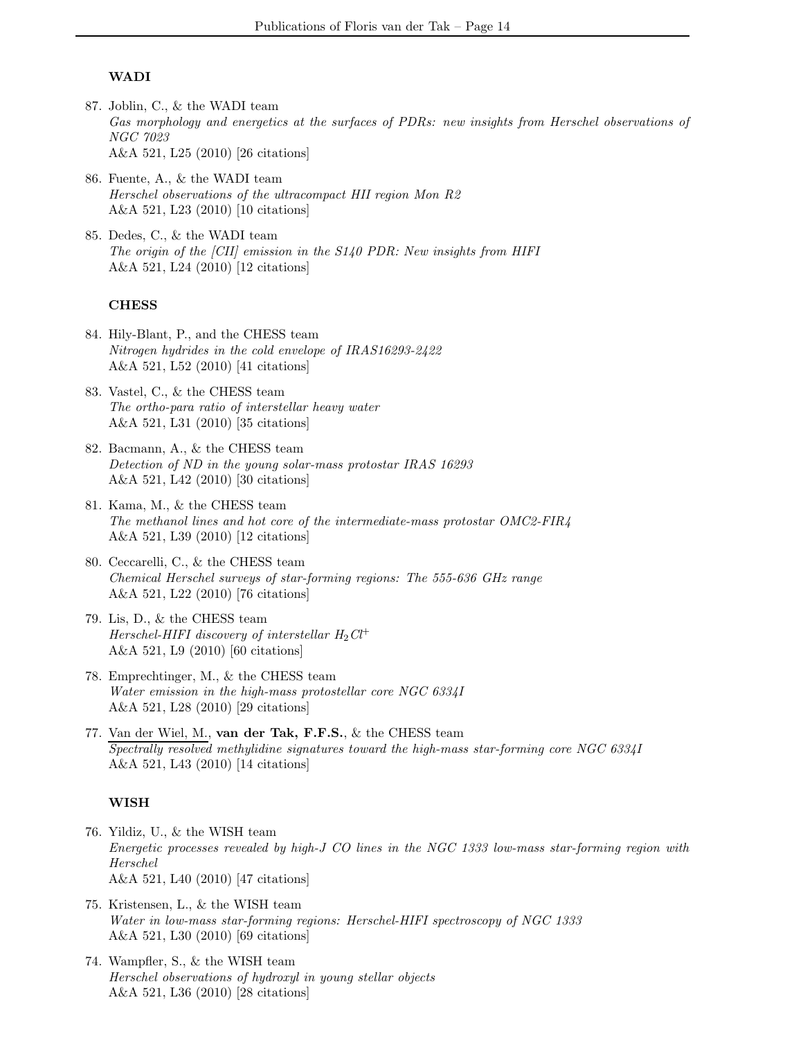### WADI

87. Joblin, C., & the WADI team
*Gas morphology and energetics at the surfaces of PDRs: new insights from Herschel observations of NGC 7023*
A&A 521, L25 (2010) [26 citations]

86. Fuente, A., & the WADI team
*Herschel observations of the ultracompact HII region Mon R2*
A&A 521, L23 (2010) [10 citations]

85. Dedes, C., & the WADI team
*The origin of the [CII] emission in the S140 PDR: New insights from HIFI*
A&A 521, L24 (2010) [12 citations]

### CHESS

84. Hily-Blant, P., and the CHESS team
*Nitrogen hydrides in the cold envelope of IRAS16293-2422*
A&A 521, L52 (2010) [41 citations]

83. Vastel, C., & the CHESS team
*The ortho-para ratio of interstellar heavy water*
A&A 521, L31 (2010) [35 citations]

82. Bacmann, A., & the CHESS team
*Detection of ND in the young solar-mass protostar IRAS 16293*
A&A 521, L42 (2010) [30 citations]

81. Kama, M., & the CHESS team
*The methanol lines and hot core of the intermediate-mass protostar OMC2-FIR4*
A&A 521, L39 (2010) [12 citations]

80. Ceccarelli, C., & the CHESS team
*Chemical Herschel surveys of star-forming regions: The 555-636 GHz range*
A&A 521, L22 (2010) [76 citations]

79. Lis, D., & the CHESS team
*Herschel-HIFI discovery of interstellar $H_2Cl^+$*
A&A 521, L9 (2010) [60 citations]

78. Emprechtinger, M., & the CHESS team
*Water emission in the high-mass protostellar core NGC 6334I*
A&A 521, L28 (2010) [29 citations]

77. Van der Wiel, M., **van der Tak, F.F.S.**, & the CHESS team
*Spectrally resolved methylidine signatures toward the high-mass star-forming core NGC 6334I*
A&A 521, L43 (2010) [14 citations]

### WISH

76. Yildiz, U., & the WISH team
*Energetic processes revealed by high-J CO lines in the NGC 1333 low-mass star-forming region with Herschel*
A&A 521, L40 (2010) [47 citations]

75. Kristensen, L., & the WISH team
*Water in low-mass star-forming regions: Herschel-HIFI spectroscopy of NGC 1333*
A&A 521, L30 (2010) [69 citations]

74. Wampfler, S., & the WISH team
*Herschel observations of hydroxyl in young stellar objects*
A&A 521, L36 (2010) [28 citations]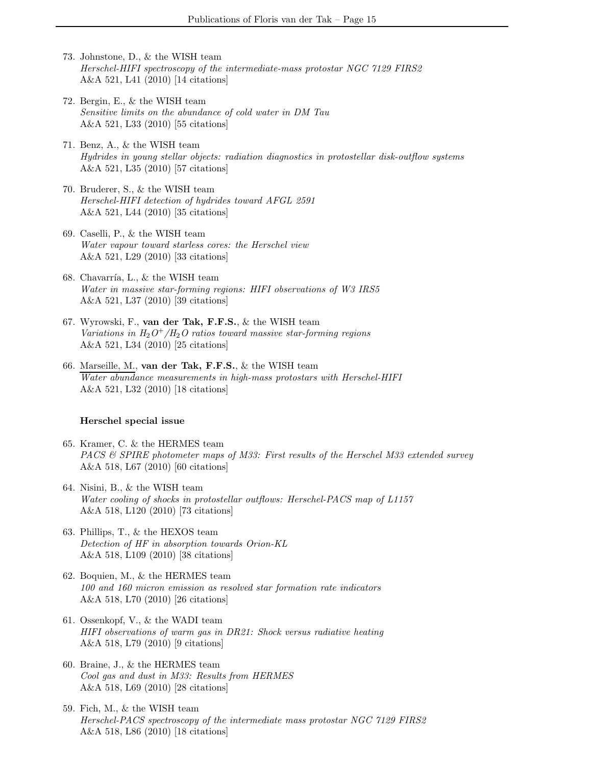73. Johnstone, D., & the WISH team
*Herschel-HIFI spectroscopy of the intermediate-mass protostar NGC 7129 FIRS2*
A&A 521, L41 (2010) [14 citations]

72. Bergin, E., & the WISH team
*Sensitive limits on the abundance of cold water in DM Tau*
A&A 521, L33 (2010) [55 citations]

71. Benz, A., & the WISH team
*Hydrides in young stellar objects: radiation diagnostics in protostellar disk-outflow systems*
A&A 521, L35 (2010) [57 citations]

70. Bruderer, S., & the WISH team
*Herschel-HIFI detection of hydrides toward AFGL 2591*
A&A 521, L44 (2010) [35 citations]

69. Caselli, P., & the WISH team
*Water vapour toward starless cores: the Herschel view*
A&A 521, L29 (2010) [33 citations]

68. Chavarría, L., & the WISH team
*Water in massive star-forming regions: HIFI observations of W3 IRS5*
A&A 521, L37 (2010) [39 citations]

67. Wyrowski, F., **van der Tak, F.F.S.**, & the WISH team
*Variations in $H_2O^+/H_2O$ ratios toward massive star-forming regions*
A&A 521, L34 (2010) [25 citations]

66. Marseille, M., **van der Tak, F.F.S.**, & the WISH team
*Water abundance measurements in high-mass protostars with Herschel-HIFI*
A&A 521, L32 (2010) [18 citations]

**Herschel special issue**

65. Kramer, C. & the HERMES team
*PACS & SPIRE photometer maps of M33: First results of the Herschel M33 extended survey*
A&A 518, L67 (2010) [60 citations]

64. Nisini, B., & the WISH team
*Water cooling of shocks in protostellar outflows: Herschel-PACS map of L1157*
A&A 518, L120 (2010) [73 citations]

63. Phillips, T., & the HEXOS team
*Detection of HF in absorption towards Orion-KL*
A&A 518, L109 (2010) [38 citations]

62. Boquien, M., & the HERMES team
*100 and 160 micron emission as resolved star formation rate indicators*
A&A 518, L70 (2010) [26 citations]

61. Ossenkopf, V., & the WADI team
*HIFI observations of warm gas in DR21: Shock versus radiative heating*
A&A 518, L79 (2010) [9 citations]

60. Braine, J., & the HERMES team
*Cool gas and dust in M33: Results from HERMES*
A&A 518, L69 (2010) [28 citations]

59. Fich, M., & the WISH team
*Herschel-PACS spectroscopy of the intermediate mass protostar NGC 7129 FIRS2*
A&A 518, L86 (2010) [18 citations]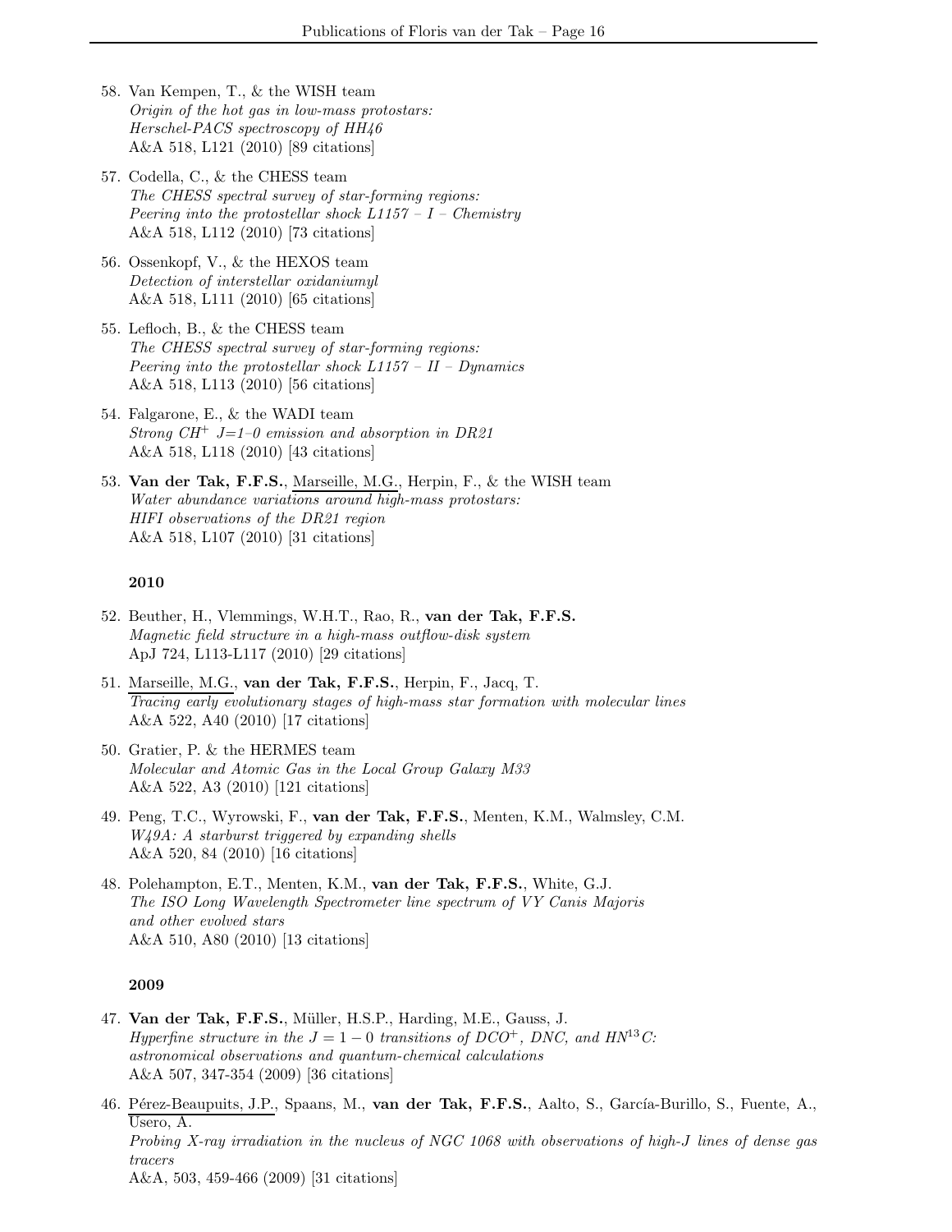58. Van Kempen, T., & the WISH team
*Origin of the hot gas in low-mass protostars:*
*Herschel-PACS spectroscopy of HH46*
A&A 518, L121 (2010) [89 citations]

57. Codella, C., & the CHESS team
*The CHESS spectral survey of star-forming regions:*
*Peering into the protostellar shock L1157 – I – Chemistry*
A&A 518, L112 (2010) [73 citations]

56. Ossenkopf, V., & the HEXOS team
*Detection of interstellar oxidaniumyl*
A&A 518, L111 (2010) [65 citations]

55. Lefloch, B., & the CHESS team
*The CHESS spectral survey of star-forming regions:*
*Peering into the protostellar shock L1157 – II – Dynamics*
A&A 518, L113 (2010) [56 citations]

54. Falgarone, E., & the WADI team
*Strong $CH^+$ J=1–0 emission and absorption in DR21*
A&A 518, L118 (2010) [43 citations]

53. **Van der Tak, F.F.S.**, Marseille, M.G., Herpin, F., & the WISH team
*Water abundance variations around high-mass protostars:*
*HIFI observations of the DR21 region*
A&A 518, L107 (2010) [31 citations]

**2010**

52. Beuther, H., Vlemmings, W.H.T., Rao, R., **van der Tak, F.F.S.**
*Magnetic field structure in a high-mass outflow-disk system*
ApJ 724, L113-L117 (2010) [29 citations]

51. Marseille, M.G., **van der Tak, F.F.S.**, Herpin, F., Jacq, T.
*Tracing early evolutionary stages of high-mass star formation with molecular lines*
A&A 522, A40 (2010) [17 citations]

50. Gratier, P. & the HERMES team
*Molecular and Atomic Gas in the Local Group Galaxy M33*
A&A 522, A3 (2010) [121 citations]

49. Peng, T.C., Wyrowski, F., **van der Tak, F.F.S.**, Menten, K.M., Walmsley, C.M.
*W49A: A starburst triggered by expanding shells*
A&A 520, 84 (2010) [16 citations]

48. Polehampton, E.T., Menten, K.M., **van der Tak, F.F.S.**, White, G.J.
*The ISO Long Wavelength Spectrometer line spectrum of VY Canis Majoris and other evolved stars*
A&A 510, A80 (2010) [13 citations]

**2009**

47. **Van der Tak, F.F.S.**, Müller, H.S.P., Harding, M.E., Gauss, J.
*Hyperfine structure in the $J = 1 - 0$ transitions of $DCO^+$, DNC, and $HN^{13}C$: astronomical observations and quantum-chemical calculations*
A&A 507, 347-354 (2009) [36 citations]

46. Pérez-Beaupuits, J.P., Spaans, M., **van der Tak, F.F.S.**, Aalto, S., García-Burillo, S., Fuente, A., Usero, A.
*Probing X-ray irradiation in the nucleus of NGC 1068 with observations of high-J lines of dense gas tracers*
A&A, 503, 459-466 (2009) [31 citations]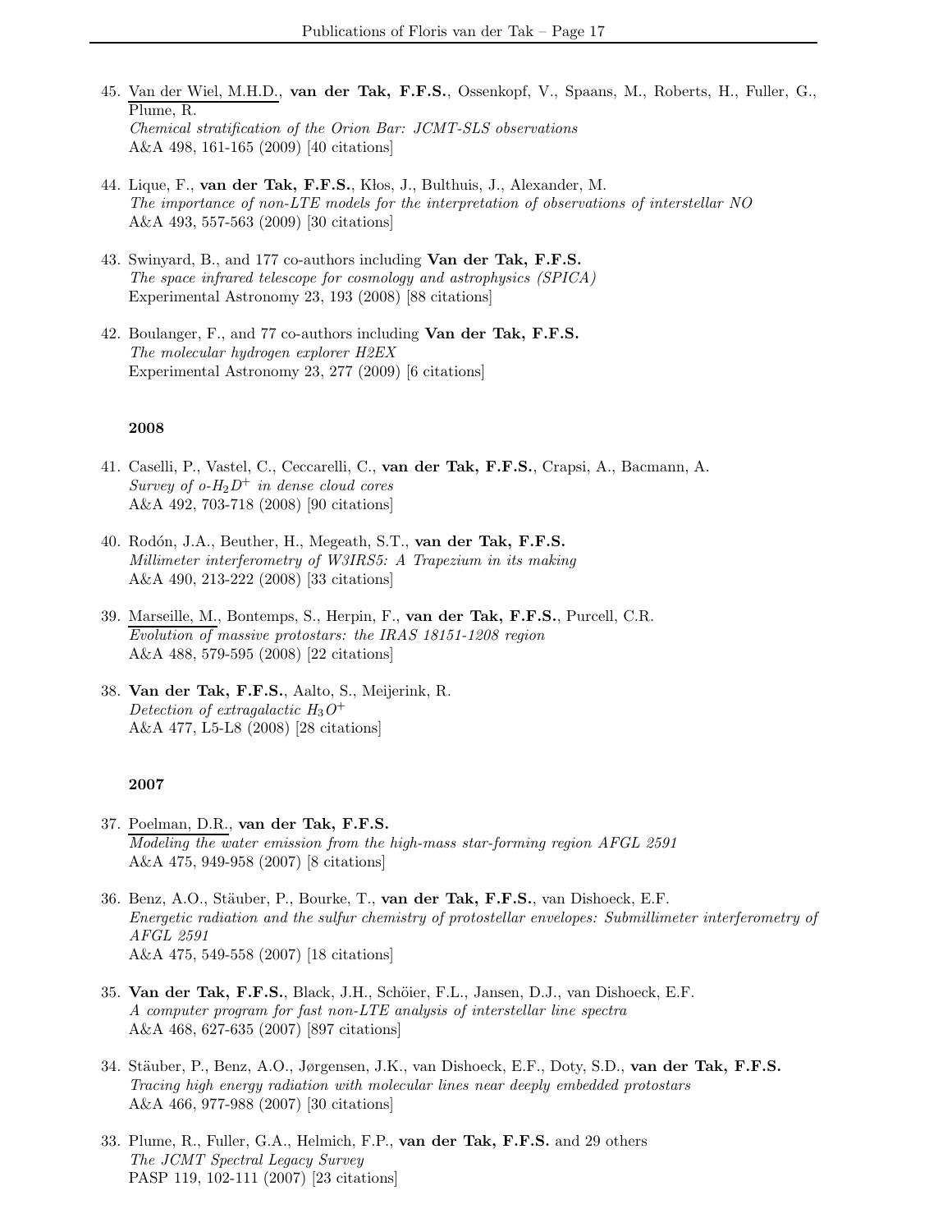45. <u>Van der Wiel, M.H.D.</u>, **van der Tak, F.F.S.**, Ossenkopf, V., Spaans, M., Roberts, H., Fuller, G., Plume, R.
*Chemical stratification of the Orion Bar: JCMT-SLS observations*
A&A 498, 161-165 (2009) [40 citations]

44. Lique, F., **van der Tak, F.F.S.**, Kłos, J., Bulthuis, J., Alexander, M.
*The importance of non-LTE models for the interpretation of observations of interstellar NO*
A&A 493, 557-563 (2009) [30 citations]

43. Swinyard, B., and 177 co-authors including **Van der Tak, F.F.S.**
*The space infrared telescope for cosmology and astrophysics (SPICA)*
Experimental Astronomy 23, 193 (2008) [88 citations]

42. Boulanger, F., and 77 co-authors including **Van der Tak, F.F.S.**
*The molecular hydrogen explorer H2EX*
Experimental Astronomy 23, 277 (2009) [6 citations]

**2008**

41. Caselli, P., Vastel, C., Ceccarelli, C., **van der Tak, F.F.S.**, Crapsi, A., Bacmann, A.
*Survey of o-$H_2D^+$ in dense cloud cores*
A&A 492, 703-718 (2008) [90 citations]

40. Rodón, J.A., Beuther, H., Megeath, S.T., **van der Tak, F.F.S.**
*Millimeter interferometry of W3IRS5: A Trapezium in its making*
A&A 490, 213-222 (2008) [33 citations]

39. <u>Marseille, M.</u>, Bontemps, S., Herpin, F., **van der Tak, F.F.S.**, Purcell, C.R.
*Evolution of massive protostars: the IRAS 18151-1208 region*
A&A 488, 579-595 (2008) [22 citations]

38. **Van der Tak, F.F.S.**, Aalto, S., Meijerink, R.
*Detection of extragalactic $H_3O^+$*
A&A 477, L5-L8 (2008) [28 citations]

**2007**

37. <u>Poelman, D.R.</u>, **van der Tak, F.F.S.**
*Modeling the water emission from the high-mass star-forming region AFGL 2591*
A&A 475, 949-958 (2007) [8 citations]

36. Benz, A.O., Stäuber, P., Bourke, T., **van der Tak, F.F.S.**, van Dishoeck, E.F.
*Energetic radiation and the sulfur chemistry of protostellar envelopes: Submillimeter interferometry of AFGL 2591*
A&A 475, 549-558 (2007) [18 citations]

35. **Van der Tak, F.F.S.**, Black, J.H., Schöier, F.L., Jansen, D.J., van Dishoeck, E.F.
*A computer program for fast non-LTE analysis of interstellar line spectra*
A&A 468, 627-635 (2007) [897 citations]

34. Stäuber, P., Benz, A.O., Jørgensen, J.K., van Dishoeck, E.F., Doty, S.D., **van der Tak, F.F.S.**
*Tracing high energy radiation with molecular lines near deeply embedded protostars*
A&A 466, 977-988 (2007) [30 citations]

33. Plume, R., Fuller, G.A., Helmich, F.P., **van der Tak, F.F.S.** and 29 others
*The JCMT Spectral Legacy Survey*
PASP 119, 102-111 (2007) [23 citations]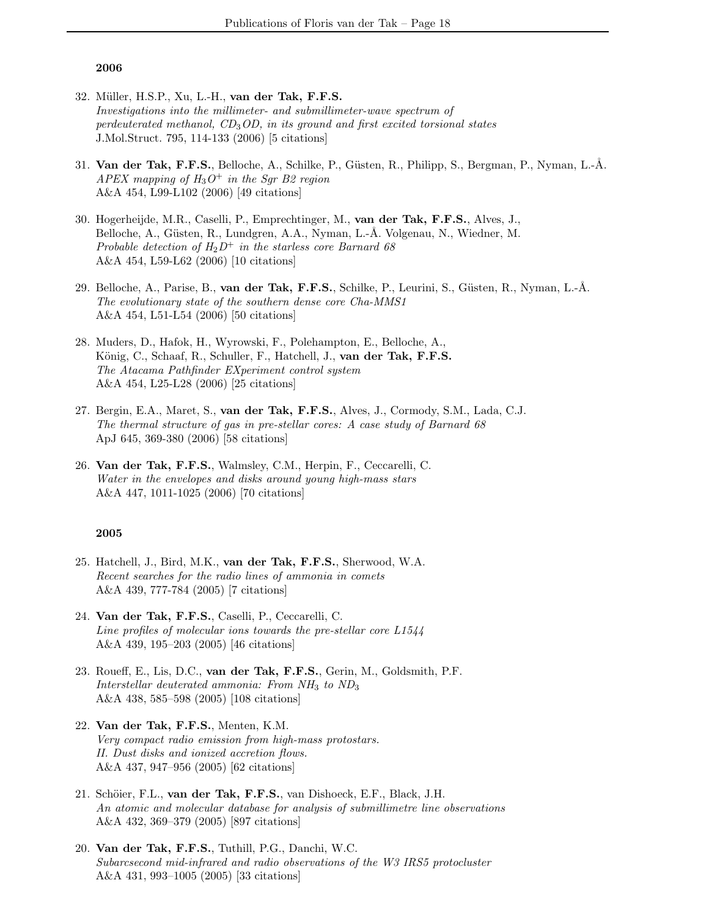## 2006

32. Müller, H.S.P., Xu, L.-H., **van der Tak, F.F.S.**
*Investigations into the millimeter- and submillimeter-wave spectrum of perdeuterated methanol, $CD_3OD$, in its ground and first excited torsional states*
J.Mol.Struct. 795, 114-133 (2006) [5 citations]

31. **Van der Tak, F.F.S.**, Belloche, A., Schilke, P., Güsten, R., Philipp, S., Bergman, P., Nyman, L.-Å.
*APEX mapping of $H_3O^+$ in the Sgr B2 region*
A&A 454, L99-L102 (2006) [49 citations]

30. Hogerheijde, M.R., Caselli, P., Emprechtinger, M., **van der Tak, F.F.S.**, Alves, J., Belloche, A., Güsten, R., Lundgren, A.A., Nyman, L.-Å. Volgenau, N., Wiedner, M.
*Probable detection of $H_2D^+$ in the starless core Barnard 68*
A&A 454, L59-L62 (2006) [10 citations]

29. Belloche, A., Parise, B., **van der Tak, F.F.S.**, Schilke, P., Leurini, S., Güsten, R., Nyman, L.-Å.
*The evolutionary state of the southern dense core Cha-MMS1*
A&A 454, L51-L54 (2006) [50 citations]

28. Muders, D., Hafok, H., Wyrowski, F., Polehampton, E., Belloche, A., König, C., Schaaf, R., Schuller, F., Hatchell, J., **van der Tak, F.F.S.**
*The Atacama Pathfinder EXperiment control system*
A&A 454, L25-L28 (2006) [25 citations]

27. Bergin, E.A., Maret, S., **van der Tak, F.F.S.**, Alves, J., Cormody, S.M., Lada, C.J.
*The thermal structure of gas in pre-stellar cores: A case study of Barnard 68*
ApJ 645, 369-380 (2006) [58 citations]

26. **Van der Tak, F.F.S.**, Walmsley, C.M., Herpin, F., Ceccarelli, C.
*Water in the envelopes and disks around young high-mass stars*
A&A 447, 1011-1025 (2006) [70 citations]

## 2005

25. Hatchell, J., Bird, M.K., **van der Tak, F.F.S.**, Sherwood, W.A.
*Recent searches for the radio lines of ammonia in comets*
A&A 439, 777-784 (2005) [7 citations]

24. **Van der Tak, F.F.S.**, Caselli, P., Ceccarelli, C.
*Line profiles of molecular ions towards the pre-stellar core L1544*
A&A 439, 195–203 (2005) [46 citations]

23. Roueff, E., Lis, D.C., **van der Tak, F.F.S.**, Gerin, M., Goldsmith, P.F.
*Interstellar deuterated ammonia: From $NH_3$ to $ND_3$*
A&A 438, 585–598 (2005) [108 citations]

22. **Van der Tak, F.F.S.**, Menten, K.M.
*Very compact radio emission from high-mass protostars. II. Dust disks and ionized accretion flows.*
A&A 437, 947–956 (2005) [62 citations]

21. Schöier, F.L., **van der Tak, F.F.S.**, van Dishoeck, E.F., Black, J.H.
*An atomic and molecular database for analysis of submillimetre line observations*
A&A 432, 369–379 (2005) [897 citations]

20. **Van der Tak, F.F.S.**, Tuthill, P.G., Danchi, W.C.
*Subarcsecond mid-infrared and radio observations of the W3 IRS5 protocluster*
A&A 431, 993–1005 (2005) [33 citations]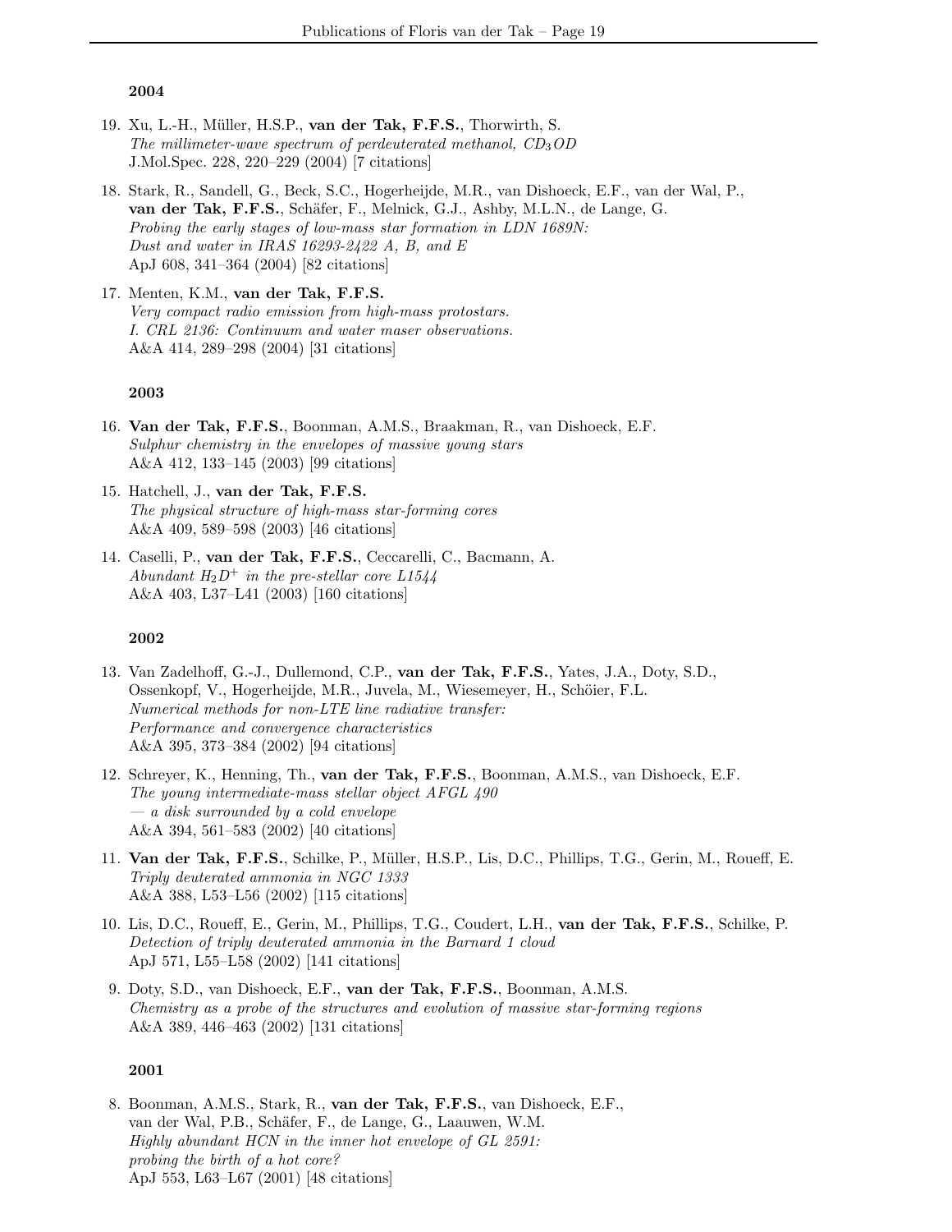### 2004

19. Xu, L.-H., Müller, H.S.P., **van der Tak, F.F.S.**, Thorwirth, S.
*The millimeter-wave spectrum of perdeuterated methanol, $CD_3OD$*
J.Mol.Spec. 228, 220–229 (2004) [7 citations]

18. Stark, R., Sandell, G., Beck, S.C., Hogerheijde, M.R., van Dishoeck, E.F., van der Wal, P., **van der Tak, F.F.S.**, Schäfer, F., Melnick, G.J., Ashby, M.L.N., de Lange, G.
*Probing the early stages of low-mass star formation in LDN 1689N: Dust and water in IRAS 16293-2422 A, B, and E*
ApJ 608, 341–364 (2004) [82 citations]

17. Menten, K.M., **van der Tak, F.F.S.**
*Very compact radio emission from high-mass protostars. I. CRL 2136: Continuum and water maser observations.*
A&A 414, 289–298 (2004) [31 citations]

### 2003

16. **Van der Tak, F.F.S.**, Boonman, A.M.S., Braakman, R., van Dishoeck, E.F.
*Sulphur chemistry in the envelopes of massive young stars*
A&A 412, 133–145 (2003) [99 citations]

15. Hatchell, J., **van der Tak, F.F.S.**
*The physical structure of high-mass star-forming cores*
A&A 409, 589–598 (2003) [46 citations]

14. Caselli, P., **van der Tak, F.F.S.**, Ceccarelli, C., Bacmann, A.
*Abundant $H_2D^+$ in the pre-stellar core L1544*
A&A 403, L37–L41 (2003) [160 citations]

### 2002

13. Van Zadelhoff, G.-J., Dullemond, C.P., **van der Tak, F.F.S.**, Yates, J.A., Doty, S.D., Ossenkopf, V., Hogerheijde, M.R., Juvela, M., Wiesemeyer, H., Schöier, F.L.
*Numerical methods for non-LTE line radiative transfer: Performance and convergence characteristics*
A&A 395, 373–384 (2002) [94 citations]

12. Schreyer, K., Henning, Th., **van der Tak, F.F.S.**, Boonman, A.M.S., van Dishoeck, E.F.
*The young intermediate-mass stellar object AFGL 490 — a disk surrounded by a cold envelope*
A&A 394, 561–583 (2002) [40 citations]

11. **Van der Tak, F.F.S.**, Schilke, P., Müller, H.S.P., Lis, D.C., Phillips, T.G., Gerin, M., Roueff, E.
*Triply deuterated ammonia in NGC 1333*
A&A 388, L53–L56 (2002) [115 citations]

10. Lis, D.C., Roueff, E., Gerin, M., Phillips, T.G., Coudert, L.H., **van der Tak, F.F.S.**, Schilke, P.
*Detection of triply deuterated ammonia in the Barnard 1 cloud*
ApJ 571, L55–L58 (2002) [141 citations]

9. Doty, S.D., van Dishoeck, E.F., **van der Tak, F.F.S.**, Boonman, A.M.S.
*Chemistry as a probe of the structures and evolution of massive star-forming regions*
A&A 389, 446–463 (2002) [131 citations]

### 2001

8. Boonman, A.M.S., Stark, R., **van der Tak, F.F.S.**, van Dishoeck, E.F., van der Wal, P.B., Schäfer, F., de Lange, G., Laauwen, W.M.
*Highly abundant HCN in the inner hot envelope of GL 2591: probing the birth of a hot core?*
ApJ 553, L63–L67 (2001) [48 citations]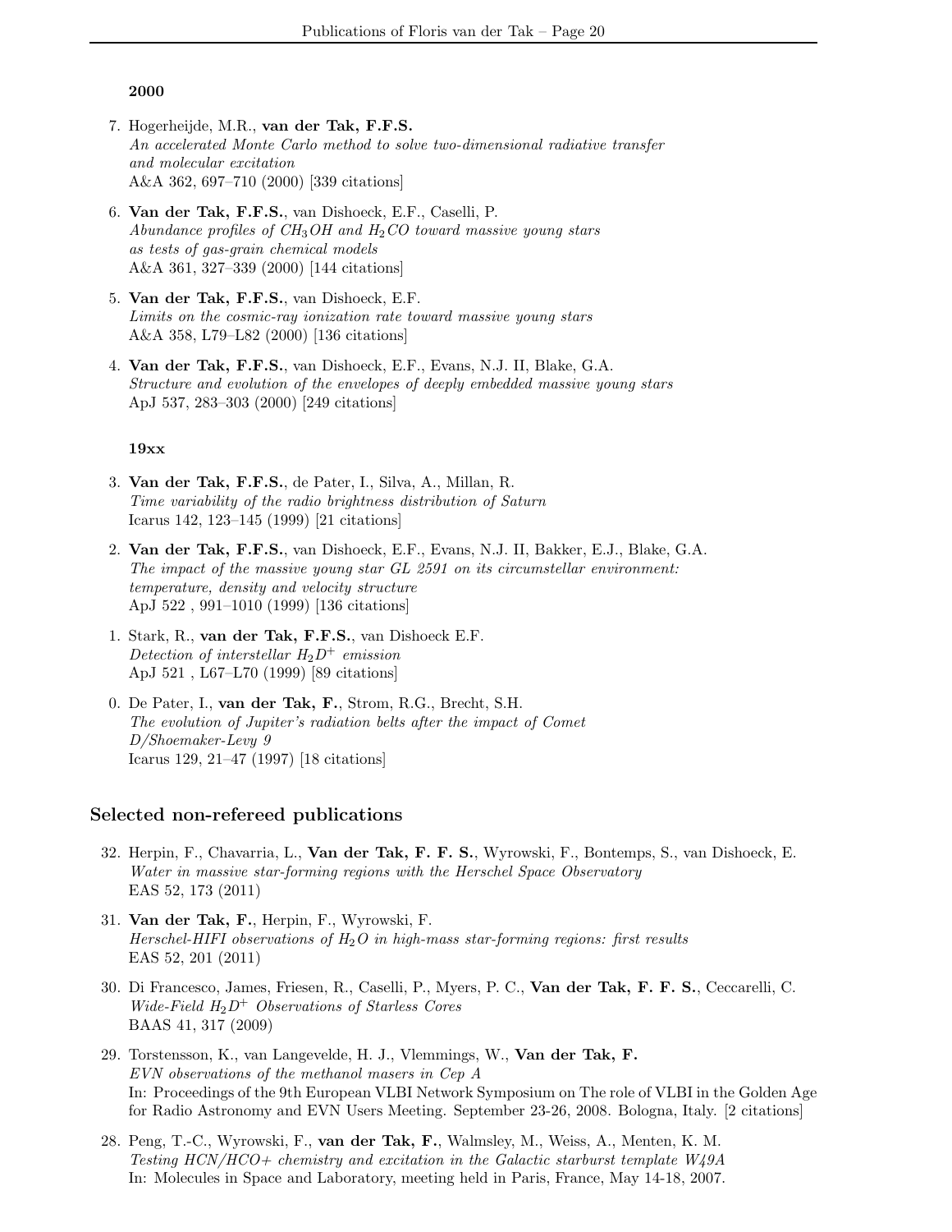**2000**

7. Hogerheijde, M.R., **van der Tak, F.F.S.**
   *An accelerated Monte Carlo method to solve two-dimensional radiative transfer and molecular excitation*
   A&A 362, 697–710 (2000) [339 citations]

6. **Van der Tak, F.F.S.**, van Dishoeck, E.F., Caselli, P.
   *Abundance profiles of $CH_3OH$ and $H_2CO$ toward massive young stars as tests of gas-grain chemical models*
   A&A 361, 327–339 (2000) [144 citations]

5. **Van der Tak, F.F.S.**, van Dishoeck, E.F.
   *Limits on the cosmic-ray ionization rate toward massive young stars*
   A&A 358, L79–L82 (2000) [136 citations]

4. **Van der Tak, F.F.S.**, van Dishoeck, E.F., Evans, N.J. II, Blake, G.A.
   *Structure and evolution of the envelopes of deeply embedded massive young stars*
   ApJ 537, 283–303 (2000) [249 citations]

**19xx**

3. **Van der Tak, F.F.S.**, de Pater, I., Silva, A., Millan, R.
   *Time variability of the radio brightness distribution of Saturn*
   Icarus 142, 123–145 (1999) [21 citations]

2. **Van der Tak, F.F.S.**, van Dishoeck, E.F., Evans, N.J. II, Bakker, E.J., Blake, G.A.
   *The impact of the massive young star GL 2591 on its circumstellar environment: temperature, density and velocity structure*
   ApJ 522 , 991–1010 (1999) [136 citations]

1. Stark, R., **van der Tak, F.F.S.**, van Dishoeck E.F.
   *Detection of interstellar $H_2D^+$ emission*
   ApJ 521 , L67–L70 (1999) [89 citations]

0. De Pater, I., **van der Tak, F.**, Strom, R.G., Brecht, S.H.
   *The evolution of Jupiter's radiation belts after the impact of Comet D/Shoemaker-Levy 9*
   Icarus 129, 21–47 (1997) [18 citations]

## Selected non-refereed publications

32. Herpin, F., Chavarria, L., **Van der Tak, F. F. S.**, Wyrowski, F., Bontemps, S., van Dishoeck, E.
    *Water in massive star-forming regions with the Herschel Space Observatory*
    EAS 52, 173 (2011)

31. **Van der Tak, F.**, Herpin, F., Wyrowski, F.
    *Herschel-HIFI observations of $H_2O$ in high-mass star-forming regions: first results*
    EAS 52, 201 (2011)

30. Di Francesco, James, Friesen, R., Caselli, P., Myers, P. C., **Van der Tak, F. F. S.**, Ceccarelli, C.
    *Wide-Field $H_2D^+$ Observations of Starless Cores*
    BAAS 41, 317 (2009)

29. Torstensson, K., van Langevelde, H. J., Vlemmings, W., **Van der Tak, F.**
    *EVN observations of the methanol masers in Cep A*
    In: Proceedings of the 9th European VLBI Network Symposium on The role of VLBI in the Golden Age for Radio Astronomy and EVN Users Meeting. September 23-26, 2008. Bologna, Italy. [2 citations]

28. Peng, T.-C., Wyrowski, F., **van der Tak, F.**, Walmsley, M., Weiss, A., Menten, K. M.
    *Testing HCN/HCO+ chemistry and excitation in the Galactic starburst template W49A*
    In: Molecules in Space and Laboratory, meeting held in Paris, France, May 14-18, 2007.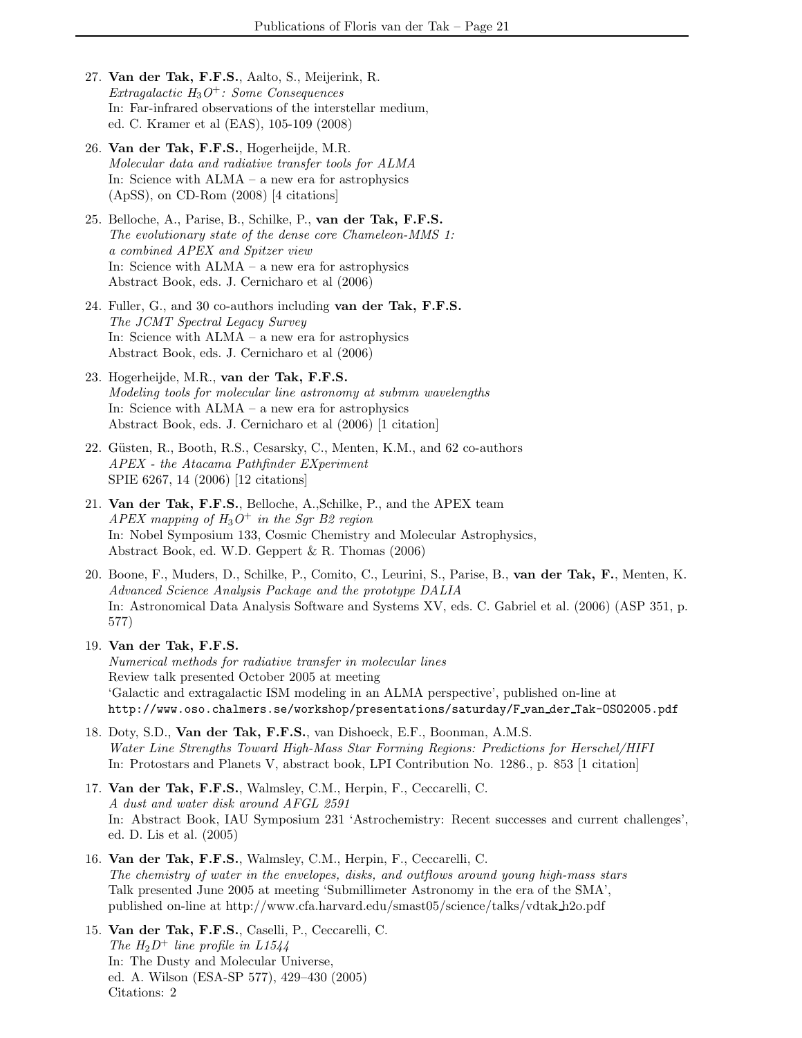27. **Van der Tak, F.F.S.**, Aalto, S., Meijerink, R.
*Extragalactic $H_3O^+$: Some Consequences*
In: Far-infrared observations of the interstellar medium,
ed. C. Kramer et al (EAS), 105-109 (2008)

26. **Van der Tak, F.F.S.**, Hogerheijde, M.R.
*Molecular data and radiative transfer tools for ALMA*
In: Science with ALMA – a new era for astrophysics
(ApSS), on CD-Rom (2008) [4 citations]

25. Belloche, A., Parise, B., Schilke, P., **van der Tak, F.F.S.**
*The evolutionary state of the dense core Chameleon-MMS 1: a combined APEX and Spitzer view*
In: Science with ALMA – a new era for astrophysics
Abstract Book, eds. J. Cernicharo et al (2006)

24. Fuller, G., and 30 co-authors including **van der Tak, F.F.S.**
*The JCMT Spectral Legacy Survey*
In: Science with ALMA – a new era for astrophysics
Abstract Book, eds. J. Cernicharo et al (2006)

23. Hogerheijde, M.R., **van der Tak, F.F.S.**
*Modeling tools for molecular line astronomy at submm wavelengths*
In: Science with ALMA – a new era for astrophysics
Abstract Book, eds. J. Cernicharo et al (2006) [1 citation]

22. Güsten, R., Booth, R.S., Cesarsky, C., Menten, K.M., and 62 co-authors
*APEX - the Atacama Pathfinder EXperiment*
SPIE 6267, 14 (2006) [12 citations]

21. **Van der Tak, F.F.S.**, Belloche, A.,Schilke, P., and the APEX team
*APEX mapping of $H_3O^+$ in the Sgr B2 region*
In: Nobel Symposium 133, Cosmic Chemistry and Molecular Astrophysics,
Abstract Book, ed. W.D. Geppert & R. Thomas (2006)

20. Boone, F., Muders, D., Schilke, P., Comito, C., Leurini, S., Parise, B., **van der Tak, F.**, Menten, K.
*Advanced Science Analysis Package and the prototype DALIA*
In: Astronomical Data Analysis Software and Systems XV, eds. C. Gabriel et al. (2006) (ASP 351, p. 577)

19. **Van der Tak, F.F.S.**
*Numerical methods for radiative transfer in molecular lines*
Review talk presented October 2005 at meeting
'Galactic and extragalactic ISM modeling in an ALMA perspective', published on-line at
http://www.oso.chalmers.se/workshop/presentations/saturday/F_van_der_Tak-OSO2005.pdf

18. Doty, S.D., **Van der Tak, F.F.S.**, van Dishoeck, E.F., Boonman, A.M.S.
*Water Line Strengths Toward High-Mass Star Forming Regions: Predictions for Herschel/HIFI*
In: Protostars and Planets V, abstract book, LPI Contribution No. 1286., p. 853 [1 citation]

17. **Van der Tak, F.F.S.**, Walmsley, C.M., Herpin, F., Ceccarelli, C.
*A dust and water disk around AFGL 2591*
In: Abstract Book, IAU Symposium 231 'Astrochemistry: Recent successes and current challenges', ed. D. Lis et al. (2005)

16. **Van der Tak, F.F.S.**, Walmsley, C.M., Herpin, F., Ceccarelli, C.
*The chemistry of water in the envelopes, disks, and outflows around young high-mass stars*
Talk presented June 2005 at meeting 'Submillimeter Astronomy in the era of the SMA',
published on-line at http://www.cfa.harvard.edu/smast05/science/talks/vdtak_h2o.pdf

15. **Van der Tak, F.F.S.**, Caselli, P., Ceccarelli, C.
*The $H_2D^+$ line profile in L1544*
In: The Dusty and Molecular Universe,
ed. A. Wilson (ESA-SP 577), 429–430 (2005)
Citations: 2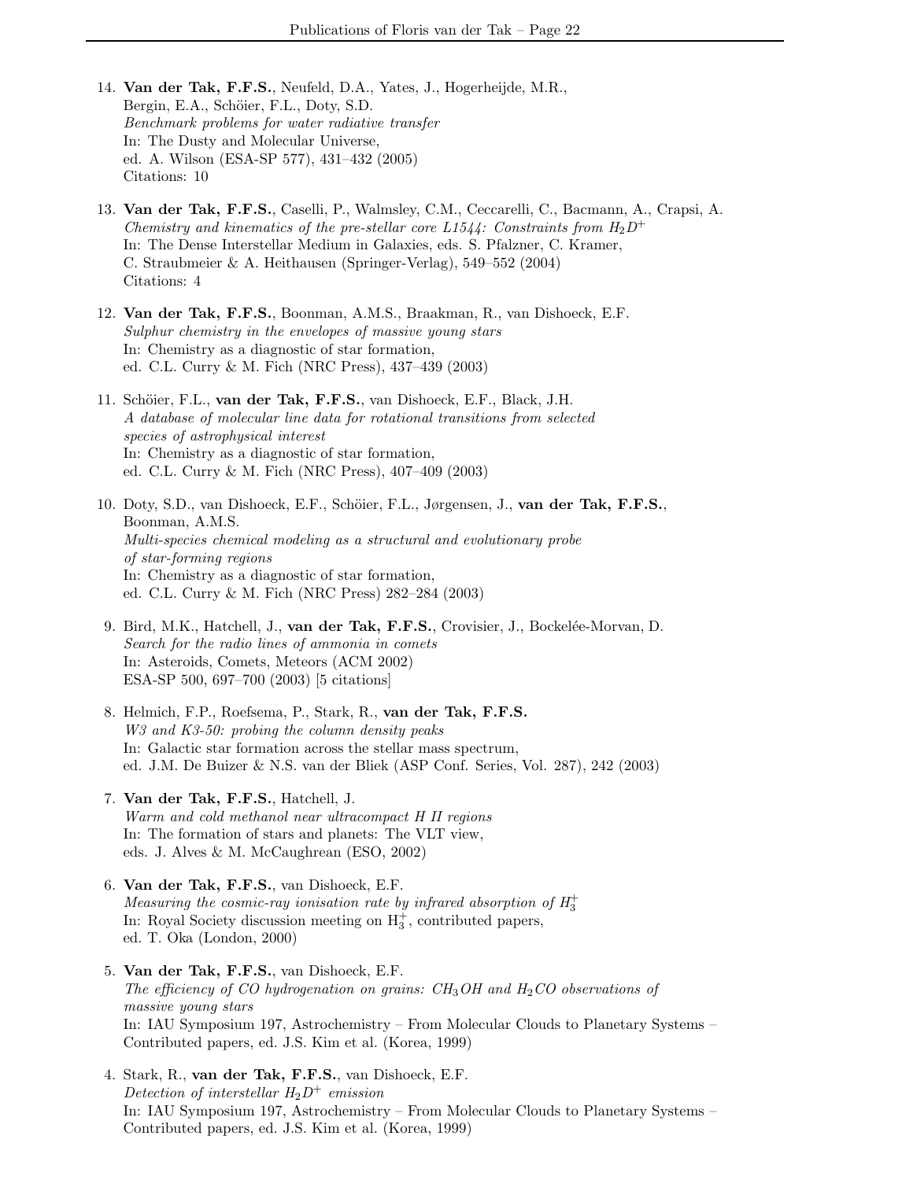14. **Van der Tak, F.F.S.**, Neufeld, D.A., Yates, J., Hogerheijde, M.R., Bergin, E.A., Schöier, F.L., Doty, S.D.
    *Benchmark problems for water radiative transfer*
    In: The Dusty and Molecular Universe,
    ed. A. Wilson (ESA-SP 577), 431–432 (2005)
    Citations: 10

13. **Van der Tak, F.F.S.**, Caselli, P., Walmsley, C.M., Ceccarelli, C., Bacmann, A., Crapsi, A.
    *Chemistry and kinematics of the pre-stellar core L1544: Constraints from $H_2D^+$*
    In: The Dense Interstellar Medium in Galaxies, eds. S. Pfalzner, C. Kramer, C. Straubmeier & A. Heithausen (Springer-Verlag), 549–552 (2004)
    Citations: 4

12. **Van der Tak, F.F.S.**, Boonman, A.M.S., Braakman, R., van Dishoeck, E.F.
    *Sulphur chemistry in the envelopes of massive young stars*
    In: Chemistry as a diagnostic of star formation,
    ed. C.L. Curry & M. Fich (NRC Press), 437–439 (2003)

11. Schöier, F.L., **van der Tak, F.F.S.**, van Dishoeck, E.F., Black, J.H.
    *A database of molecular line data for rotational transitions from selected species of astrophysical interest*
    In: Chemistry as a diagnostic of star formation,
    ed. C.L. Curry & M. Fich (NRC Press), 407–409 (2003)

10. Doty, S.D., van Dishoeck, E.F., Schöier, F.L., Jørgensen, J., **van der Tak, F.F.S.**, Boonman, A.M.S.
    *Multi-species chemical modeling as a structural and evolutionary probe of star-forming regions*
    In: Chemistry as a diagnostic of star formation,
    ed. C.L. Curry & M. Fich (NRC Press) 282–284 (2003)

9. Bird, M.K., Hatchell, J., **van der Tak, F.F.S.**, Crovisier, J., Bockelée-Morvan, D.
   *Search for the radio lines of ammonia in comets*
   In: Asteroids, Comets, Meteors (ACM 2002)
   ESA-SP 500, 697–700 (2003) [5 citations]

8. Helmich, F.P., Roefsema, P., Stark, R., **van der Tak, F.F.S.**
   *W3 and K3-50: probing the column density peaks*
   In: Galactic star formation across the stellar mass spectrum,
   ed. J.M. De Buizer & N.S. van der Bliek (ASP Conf. Series, Vol. 287), 242 (2003)

7. **Van der Tak, F.F.S.**, Hatchell, J.
   *Warm and cold methanol near ultracompact H II regions*
   In: The formation of stars and planets: The VLT view,
   eds. J. Alves & M. McCaughrean (ESO, 2002)

6. **Van der Tak, F.F.S.**, van Dishoeck, E.F.
   *Measuring the cosmic-ray ionisation rate by infrared absorption of $H_3^+$*
   In: Royal Society discussion meeting on $H_3^+$, contributed papers,
   ed. T. Oka (London, 2000)

5. **Van der Tak, F.F.S.**, van Dishoeck, E.F.
   *The efficiency of CO hydrogenation on grains: $CH_3OH$ and $H_2CO$ observations of massive young stars*
   In: IAU Symposium 197, Astrochemistry – From Molecular Clouds to Planetary Systems – Contributed papers, ed. J.S. Kim et al. (Korea, 1999)

4. Stark, R., **van der Tak, F.F.S.**, van Dishoeck, E.F.
   *Detection of interstellar $H_2D^+$ emission*
   In: IAU Symposium 197, Astrochemistry – From Molecular Clouds to Planetary Systems – Contributed papers, ed. J.S. Kim et al. (Korea, 1999)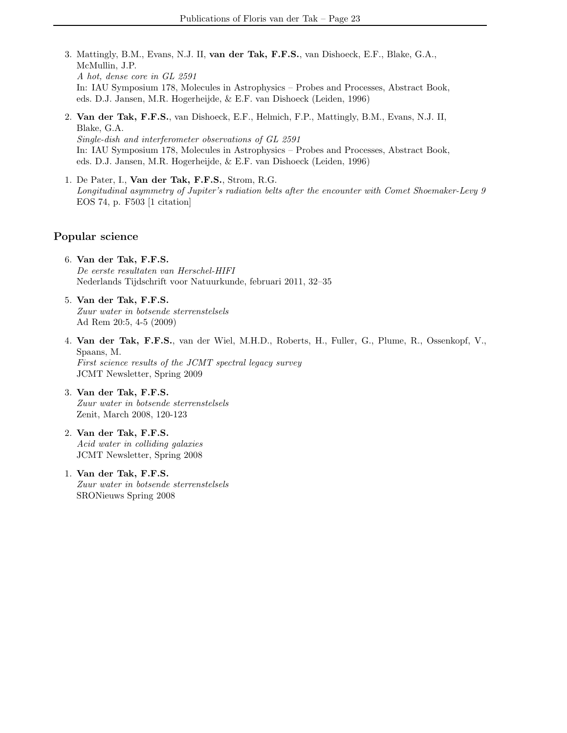3. Mattingly, B.M., Evans, N.J. II, **van der Tak, F.F.S.**, van Dishoeck, E.F., Blake, G.A., McMullin, J.P.
   *A hot, dense core in GL 2591*
   In: IAU Symposium 178, Molecules in Astrophysics – Probes and Processes, Abstract Book, eds. D.J. Jansen, M.R. Hogerheijde, & E.F. van Dishoeck (Leiden, 1996)

2. **Van der Tak, F.F.S.**, van Dishoeck, E.F., Helmich, F.P., Mattingly, B.M., Evans, N.J. II, Blake, G.A.
   *Single-dish and interferometer observations of GL 2591*
   In: IAU Symposium 178, Molecules in Astrophysics – Probes and Processes, Abstract Book, eds. D.J. Jansen, M.R. Hogerheijde, & E.F. van Dishoeck (Leiden, 1996)

1. De Pater, I., **Van der Tak, F.F.S.**, Strom, R.G.
   *Longitudinal asymmetry of Jupiter's radiation belts after the encounter with Comet Shoemaker-Levy 9*
   EOS 74, p. F503 [1 citation]

## Popular science

6. **Van der Tak, F.F.S.**
   *De eerste resultaten van Herschel-HIFI*
   Nederlands Tijdschrift voor Natuurkunde, februari 2011, 32–35

5. **Van der Tak, F.F.S.**
   *Zuur water in botsende sterrenstelsels*
   Ad Rem 20:5, 4-5 (2009)

4. **Van der Tak, F.F.S.**, van der Wiel, M.H.D., Roberts, H., Fuller, G., Plume, R., Ossenkopf, V., Spaans, M.
   *First science results of the JCMT spectral legacy survey*
   JCMT Newsletter, Spring 2009

3. **Van der Tak, F.F.S.**
   *Zuur water in botsende sterrenstelsels*
   Zenit, March 2008, 120-123

2. **Van der Tak, F.F.S.**
   *Acid water in colliding galaxies*
   JCMT Newsletter, Spring 2008

1. **Van der Tak, F.F.S.**
   *Zuur water in botsende sterrenstelsels*
   SRONieuws Spring 2008